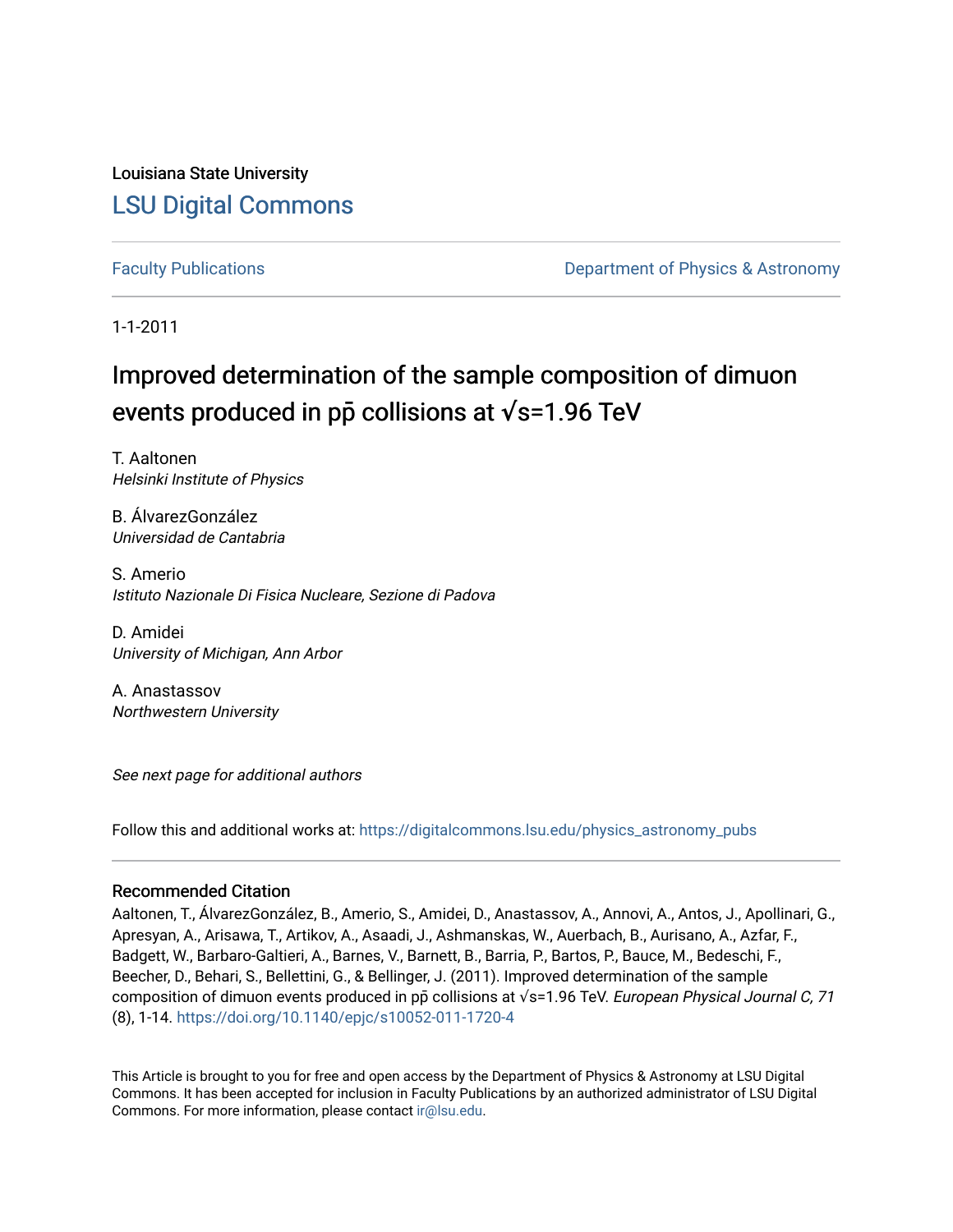Louisiana State University

# LSU Digital Commons

Faculty Publications

Department of Physics & Astronomy

1-1-2011

# Improved determination of the sample composition of dimuon events produced in $p\bar{p}$ collisions at $\sqrt{s}$=1.96 TeV

T. Aaltonen
*Helsinki Institute of Physics*

B. ÁlvarezGonzález
*Universidad de Cantabria*

S. Amerio
*Istituto Nazionale Di Fisica Nucleare, Sezione di Padova*

D. Amidei
*University of Michigan, Ann Arbor*

A. Anastassov
*Northwestern University*

*See next page for additional authors*

Follow this and additional works at: https://digitalcommons.lsu.edu/physics_astronomy_pubs

### Recommended Citation

Aaltonen, T., ÁlvarezGonzález, B., Amerio, S., Amidei, D., Anastassov, A., Annovi, A., Antos, J., Apollinari, G., Apresyan, A., Arisawa, T., Artikov, A., Asaadi, J., Ashmanskas, W., Auerbach, B., Aurisano, A., Azfar, F., Badgett, W., Barbaro-Galtieri, A., Barnes, V., Barnett, B., Barria, P., Bartos, P., Bauce, M., Bedeschi, F., Beecher, D., Behari, S., Bellettini, G., & Bellinger, J. (2011). Improved determination of the sample composition of dimuon events produced in $p\bar{p}$ collisions at $\sqrt{s}$=1.96 TeV. *European Physical Journal C, 71* (8), 1-14. https://doi.org/10.1140/epjc/s10052-011-1720-4

This Article is brought to you for free and open access by the Department of Physics & Astronomy at LSU Digital Commons. It has been accepted for inclusion in Faculty Publications by an authorized administrator of LSU Digital Commons. For more information, please contact ir@lsu.edu.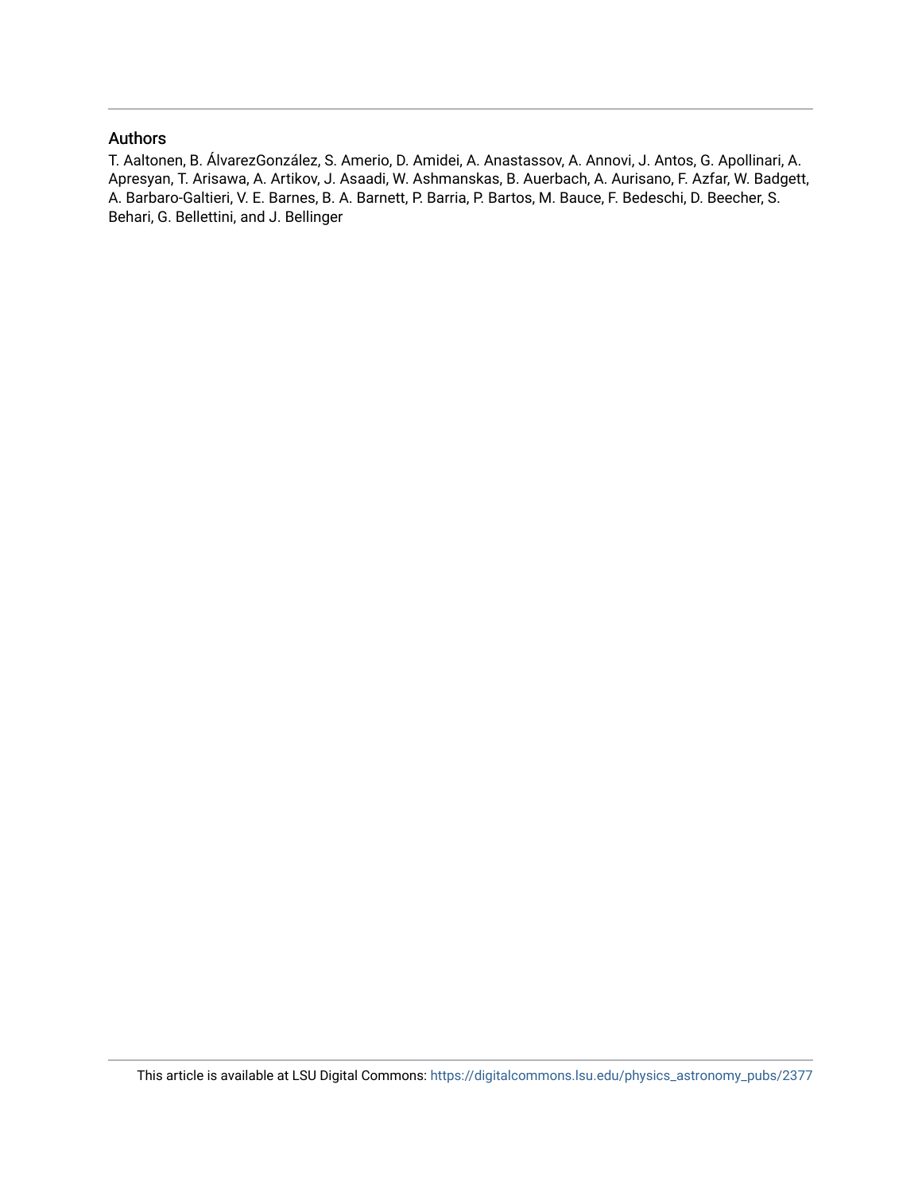## Authors

T. Aaltonen, B. ÁlvarezGonzález, S. Amerio, D. Amidei, A. Anastassov, A. Annovi, J. Antos, G. Apollinari, A. Apresyan, T. Arisawa, A. Artikov, J. Asaadi, W. Ashmanskas, B. Auerbach, A. Aurisano, F. Azfar, W. Badgett, A. Barbaro-Galtieri, V. E. Barnes, B. A. Barnett, P. Barria, P. Bartos, M. Bauce, F. Bedeschi, D. Beecher, S. Behari, G. Bellettini, and J. Bellinger

This article is available at LSU Digital Commons: https://digitalcommons.lsu.edu/physics_astronomy_pubs/2377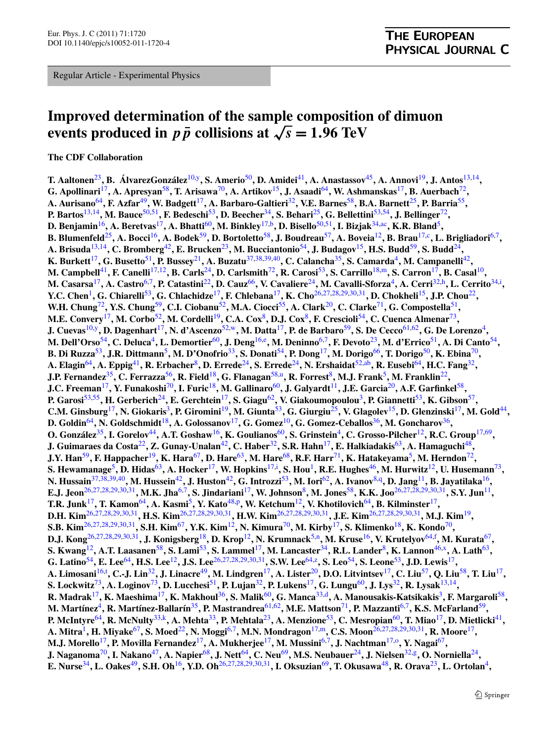Regular Article - Experimental Physics

# Improved determination of the sample composition of dimuon events produced in $p\bar{p}$ collisions at $\sqrt{s} = 1.96$ TeV

**The CDF Collaboration**

**T. Aaltonen**[23], **B. ÁlvarezGonzález**[10,y], **S. Amerio**[50], **D. Amidei**[41], **A. Anastassov**[45], **A. Annovi**[19], **J. Antos**[13,14], **G. Apollinari**[17], **A. Apresyan**[58], **T. Arisawa**[70], **A. Artikov**[15], **J. Asaadi**[64], **W. Ashmanskas**[17], **B. Auerbach**[72], **A. Aurisano**[64], **F. Azfar**[49], **W. Badgett**[17], **A. Barbaro-Galtieri**[32], **V.E. Barnes**[58], **B.A. Barnett**[25], **P. Barria**[55], **P. Bartos**[13,14], **M. Bauce**[50,51], **F. Bedeschi**[53], **D. Beecher**[34], **S. Behari**[25], **G. Bellettini**[53,54], **J. Bellinger**[72], **D. Benjamin**[16], **A. Beretvas**[17], **A. Bhatti**[60], **M. Binkley**[17,b], **D. Bisello**[50,51], **I. Bizjak**[34,ac], **K.R. Bland**[5], **B. Blumenfeld**[25], **A. Bocci**[16], **A. Bodek**[59], **D. Bortoletto**[58], **J. Boudreau**[57], **A. Boveia**[12], **B. Brau**[17,c], **L. Brigliadori**[6,7], **A. Brisuda**[13,14], **C. Bromberg**[42], **E. Brucken**[23], **M. Bucciantonio**[54], **J. Budagov**[15], **H.S. Budd**[59], **S. Budd**[24], **K. Burkett**[17], **G. Busetto**[51], **P. Bussey**[21], **A. Buzatu**[37,38,39,40], **C. Calancha**[35], **S. Camarda**[4], **M. Campanelli**[42], **M. Campbell**[41], **F. Canelli**[17,12], **B. Carls**[24], **D. Carlsmith**[72], **R. Carosi**[53], **S. Carrillo**[18,m], **S. Carron**[17], **B. Casal**[10], **M. Casarsa**[17], **A. Castro**[6,7], **P. Catastini**[22], **D. Cauz**[66], **V. Cavaliere**[24], **M. Cavalli-Sforza**[4], **A. Cerri**[32,h], **L. Cerrito**[34,i], **Y.C. Chen**[1], **G. Chiarelli**[53], **G. Chlachidze**[17], **F. Chlebana**[17], **K. Cho**[26,27,28,29,30,31], **D. Chokheli**[15], **J.P. Chou**[22], **W.H. Chung**[72], **Y.S. Chung**[59], **C.I. Ciobanu**[52], **M.A. Ciocci**[55], **A. Clark**[20], **C. Clarke**[71], **G. Compostella**[51], **M.E. Convery**[17], **M. Corbo**[52], **M. Cordelli**[19], **C.A. Cox**[8], **D.J. Cox**[8], **F. Crescioli**[54], **C. Cuenca Almenar**[73], **J. Cuevas**[10,y], **D. Dagenhart**[17], **N. d'Ascenzo**[52,w], **M. Datta**[17], **P. de Barbaro**[59], **S. De Cecco**[61,62], **G. De Lorenzo**[4], **M. Dell'Orso**[54], **C. Deluca**[4], **L. Demortier**[60], **J. Deng**[16,e], **M. Deninno**[6,7], **F. Devoto**[23], **M. d'Errico**[51], **A. Di Canto**[54], **B. Di Ruzza**[53], **J.R. Dittmann**[5], **M. D'Onofrio**[33], **S. Donati**[54], **P. Dong**[17], **M. Dorigo**[66], **T. Dorigo**[50], **K. Ebina**[70], **A. Elagin**[64], **A. Eppig**[41], **R. Erbacher**[8], **D. Errede**[24], **S. Errede**[24], **N. Ershaidat**[52,ab], **R. Eusebi**[64], **H.C. Fang**[32], **J.P. Fernandez**[35], **C. Ferrazza**[56], **R. Field**[18], **G. Flanagan**[58,u], **R. Forrest**[8], **M.J. Frank**[5], **M. Franklin**[22], **J.C. Freeman**[17], **Y. Funakoshi**[70], **I. Furic**[18], **M. Gallinaro**[60], **J. Galyardt**[11], **J.E. Garcia**[20], **A.F. Garfinkel**[58], **P. Garosi**[53,55], **H. Gerberich**[24], **E. Gerchtein**[17], **S. Giagu**[62], **V. Giakoumopoulou**[3], **P. Giannetti**[53], **K. Gibson**[57], **C.M. Ginsburg**[17], **N. Giokaris**[3], **P. Giromini**[19], **M. Giunta**[53], **G. Giurgiu**[25], **V. Glagolev**[15], **D. Glenzinski**[17], **M. Gold**[44], **D. Goldin**[64], **N. Goldschmidt**[18], **A. Golossanov**[17], **G. Gomez**[10], **G. Gomez-Ceballos**[36], **M. Goncharov**[36], **O. González**[35], **I. Gorelov**[44], **A.T. Goshaw**[16], **K. Goulianos**[60], **S. Grinstein**[4], **C. Grosso-Pilcher**[12], **R.C. Group**[17,69], **J. Guimaraes da Costa**[22], **Z. Gunay-Unalan**[42], **C. Haber**[32], **S.R. Hahn**[17], **E. Halkiadakis**[63], **A. Hamaguchi**[48], **J.Y. Han**[59], **F. Happacher**[19], **K. Hara**[67], **D. Hare**[63], **M. Hare**[68], **R.F. Harr**[71], **K. Hatakeyama**[5], **M. Herndon**[72], **S. Hewamanage**[5], **D. Hidas**[63], **A. Hocker**[17], **W. Hopkins**[17,i], **S. Hou**[1], **R.E. Hughes**[46], **M. Hurwitz**[12], **U. Husemann**[73], **N. Hussain**[37,38,39,40], **M. Hussein**[42], **J. Huston**[42], **G. Introzzi**[53], **M. Iori**[62], **A. Ivanov**[8,q], **D. Jang**[11], **B. Jayatilaka**[16], **E.J. Jeon**[26,27,28,29,30,31], **M.K. Jha**[6,7], **S. Jindariani**[17], **W. Johnson**[8], **M. Jones**[58], **K.K. Joo**[26,27,28,29,30,31], **S.Y. Jun**[11], **T.R. Junk**[17], **T. Kamon**[64], **A. Kasmi**[5], **Y. Kato**[48,p], **W. Ketchum**[12], **V. Khotilovich**[64], **B. Kilminster**[17], **D.H. Kim**[26,27,28,29,30,31], **H.S. Kim**[26,27,28,29,30,31], **H.W. Kim**[26,27,28,29,30,31], **J.E. Kim**[26,27,28,29,30,31], **M.J. Kim**[19], **S.B. Kim**[26,27,28,29,30,31], **S.H. Kim**[67], **Y.K. Kim**[12], **N. Kimura**[70], **M. Kirby**[17], **S. Klimenko**[18], **K. Kondo**[70], **D.J. Kong**[26,27,28,29,30,31], **J. Konigsberg**[18], **D. Krop**[12], **N. Krumnack**[5,n], **M. Kruse**[16], **V. Krutelyov**[64,f], **M. Kurata**[67], **S. Kwang**[12], **A.T. Laasanen**[58], **S. Lami**[53], **S. Lammel**[17], **M. Lancaster**[34], **R.L. Lander**[8], **K. Lannon**[46,x], **A. Lath**[63], **G. Latino**[54], **E. Lee**[64], **H.S. Lee**[12], **J.S. Lee**[26,27,28,29,30,31], **S.W. Lee**[64,z], **S. Leo**[54], **S. Leone**[53], **J.D. Lewis**[17], **A. Limosani**[16,t], **C.-J. Lin**[32], **J. Linacre**[49], **M. Lindgren**[17], **A. Lister**[20], **D.O. Litvintsev**[17], **C. Liu**[57], **Q. Liu**[58], **T. Liu**[17], **S. Lockwitz**[73], **A. Loginov**[73], **D. Lucchesi**[51], **P. Lujan**[32], **P. Lukens**[17], **G. Lungu**[60], **J. Lys**[32], **R. Lysak**[13,14], **R. Madrak**[17], **K. Maeshima**[17], **K. Makhoul**[36], **S. Malik**[60], **G. Manca**[33,d], **A. Manousakis-Katsikakis**[3], **F. Margaroli**[58], **M. Martínez**[4], **R. Martínez-Ballarín**[35], **P. Mastrandrea**[61,62], **M.E. Mattson**[71], **P. Mazzanti**[6,7], **K.S. McFarland**[59], **P. McIntyre**[64], **R. McNulty**[33,k], **A. Mehta**[33], **P. Mehtala**[23], **A. Menzione**[53], **C. Mesropian**[60], **T. Miao**[17], **D. Mietlicki**[41], **A. Mitra**[1], **H. Miyake**[67], **S. Moed**[22], **N. Moggi**[6,7], **M.N. Mondragon**[17,m], **C.S. Moon**[26,27,28,29,30,31], **R. Moore**[17], **M.J. Morello**[17], **P. Movilla Fernandez**[17], **A. Mukherjee**[17], **M. Mussini**[6,7], **J. Nachtman**[17,o], **Y. Nagai**[67], **J. Naganoma**[70], **I. Nakano**[47], **A. Napier**[68], **J. Nett**[64], **C. Neu**[69], **M.S. Neubauer**[24], **J. Nielsen**[32,g], **O. Norniella**[24], **E. Nurse**[34], **L. Oakes**[49], **S.H. Oh**[16], **Y.D. Oh**[26,27,28,29,30,31], **I. Oksuzian**[69], **T. Okusawa**[48], **R. Orava**[23], **L. Ortolan**[4],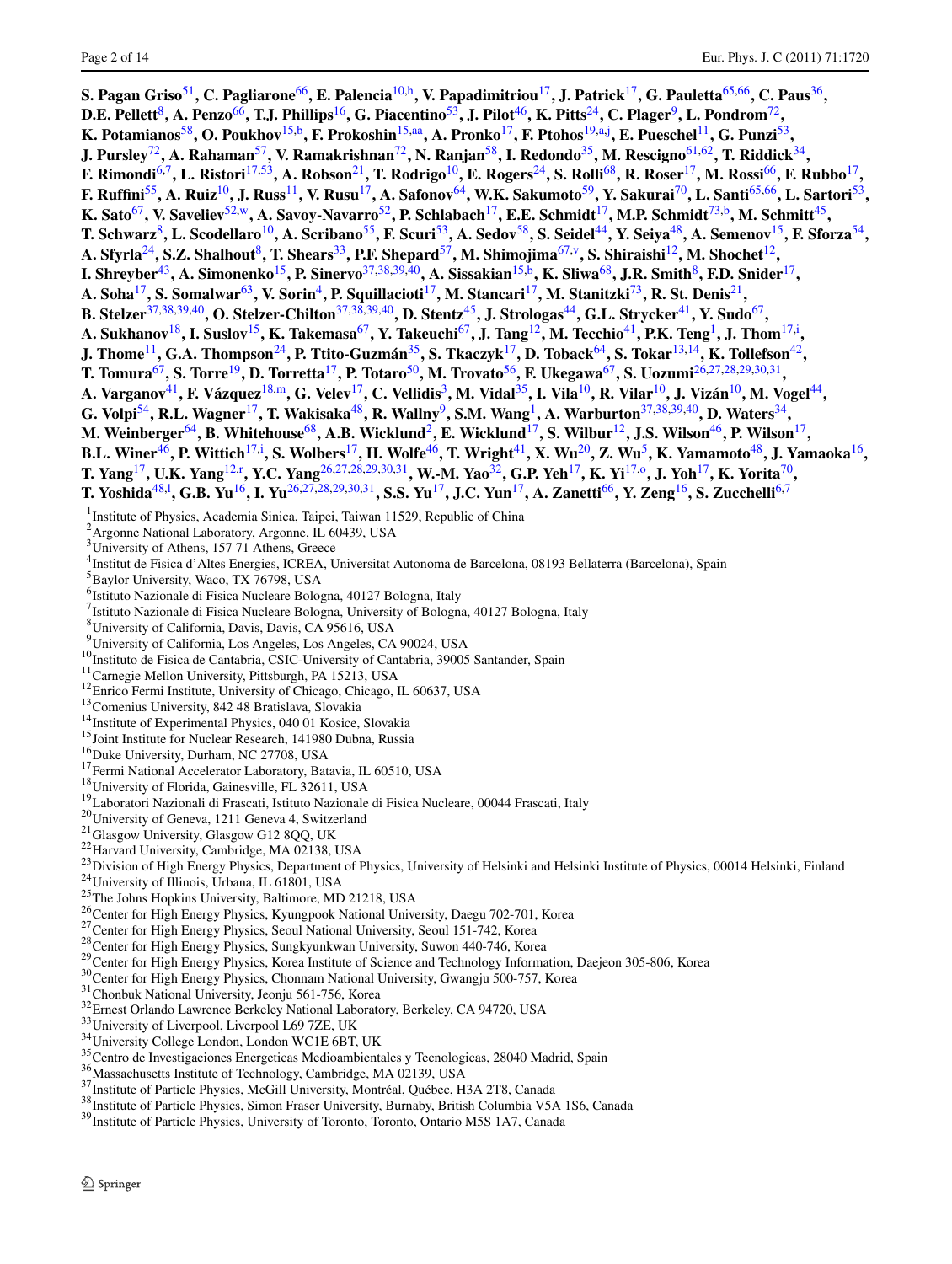**S. Pagan Griso**[51], **C. Pagliarone**[66], **E. Palencia**[10,h], **V. Papadimitriou**[17], **J. Patrick**[17], **G. Pauletta**[65,66], **C. Paus**[36], **D.E. Pellett**[8], **A. Penzo**[66], **T.J. Phillips**[16], **G. Piacentino**[53], **J. Pilot**[46], **K. Pitts**[24], **C. Plager**[9], **L. Pondrom**[72], **K. Potamianos**[58], **O. Poukhov**[15,b], **F. Prokoshin**[15,aa], **A. Pronko**[17], **F. Ptohos**[19,a,j], **E. Pueschel**[11], **G. Punzi**[53], **J. Pursley**[72], **A. Rahaman**[57], **V. Ramakrishnan**[72], **N. Ranjan**[58], **I. Redondo**[35], **M. Rescigno**[61,62], **T. Riddick**[34], **F. Rimondi**[6,7], **L. Ristori**[17,53], **A. Robson**[21], **T. Rodrigo**[10], **E. Rogers**[24], **S. Rolli**[68], **R. Roser**[17], **M. Rossi**[66], **F. Rubbo**[17], **F. Ruffini**[55], **A. Ruiz**[10], **J. Russ**[11], **V. Rusu**[17], **A. Safonov**[64], **W.K. Sakumoto**[59], **Y. Sakurai**[70], **L. Santi**[65,66], **L. Sartori**[53], **K. Sato**[67], **V. Saveliev**[52,w], **A. Savoy-Navarro**[52], **P. Schlabach**[17], **E.E. Schmidt**[17], **M.P. Schmidt**[73,b], **M. Schmitt**[45], **T. Schwarz**[8], **L. Scodellaro**[10], **A. Scribano**[55], **F. Scuri**[53], **A. Sedov**[58], **S. Seidel**[44], **Y. Seiya**[48], **A. Semenov**[15], **F. Sforza**[54], **A. Sfyrla**[24], **S.Z. Shalhout**[8], **T. Shears**[33], **P.F. Shepard**[57], **M. Shimojima**[67,v], **S. Shiraishi**[12], **M. Shochet**[12], **I. Shreyber**[43], **A. Simonenko**[15], **P. Sinervo**[37,38,39,40], **A. Sissakian**[15,b], **K. Sliwa**[68], **J.R. Smith**[8], **F.D. Snider**[17], **A. Soha**[17], **S. Somalwar**[63], **V. Sorin**[4], **P. Squillacioti**[17], **M. Stancari**[17], **M. Stanitzki**[73], **R. St. Denis**[21], **B. Stelzer**[37,38,39,40], **O. Stelzer-Chilton**[37,38,39,40], **D. Stentz**[45], **J. Strologas**[44], **G.L. Strycker**[41], **Y. Sudo**[67], **A. Sukhanov**[18], **I. Suslov**[15], **K. Takemasa**[67], **Y. Takeuchi**[67], **J. Tang**[12], **M. Tecchio**[41], **P.K. Teng**[1], **J. Thom**[17,i], **J. Thome**[11], **G.A. Thompson**[24], **P. Ttito-Guzmán**[35], **S. Tkaczyk**[17], **D. Toback**[64], **S. Tokar**[13,14], **K. Tollefson**[42], **T. Tomura**[67], **S. Torre**[19], **D. Torretta**[17], **P. Totaro**[50], **M. Trovato**[56], **F. Ukegawa**[67], **S. Uozumi**[26,27,28,29,30,31], **A. Varganov**[41], **F. Vázquez**[18,m], **G. Velev**[17], **C. Vellidis**[3], **M. Vidal**[35], **I. Vila**[10], **R. Vilar**[10], **J. Vizán**[10], **M. Vogel**[44], **G. Volpi**[54], **R.L. Wagner**[17], **T. Wakisaka**[48], **R. Wallny**[9], **S.M. Wang**[1], **A. Warburton**[37,38,39,40], **D. Waters**[34], **M. Weinberger**[64], **B. Whitehouse**[68], **A.B. Wicklund**[2], **E. Wicklund**[17], **S. Wilbur**[12], **J.S. Wilson**[46], **P. Wilson**[17], **B.L. Winer**[46], **P. Wittich**[17,i], **S. Wolbers**[17], **H. Wolfe**[46], **T. Wright**[41], **X. Wu**[20], **Z. Wu**[5], **K. Yamamoto**[48], **J. Yamaoka**[16], **T. Yang**[17], **U.K. Yang**[12,r], **Y.C. Yang**[26,27,28,29,30,31], **W.-M. Yao**[32], **G.P. Yeh**[17], **K. Yi**[17,o], **J. Yoh**[17], **K. Yorita**[70], **T. Yoshida**[48,l], **G.B. Yu**[16], **I. Yu**[26,27,28,29,30,31], **S.S. Yu**[17], **J.C. Yun**[17], **A. Zanetti**[66], **Y. Zeng**[16], **S. Zucchelli**[6,7]

[1] Institute of Physics, Academia Sinica, Taipei, Taiwan 11529, Republic of China
[2] Argonne National Laboratory, Argonne, IL 60439, USA
[3] University of Athens, 157 71 Athens, Greece
[4] Institut de Fisica d'Altes Energies, ICREA, Universitat Autonoma de Barcelona, 08193 Bellaterra (Barcelona), Spain
[5] Baylor University, Waco, TX 76798, USA
[6] Istituto Nazionale di Fisica Nucleare Bologna, 40127 Bologna, Italy
[7] Istituto Nazionale di Fisica Nucleare Bologna, University of Bologna, 40127 Bologna, Italy
[8] University of California, Davis, Davis, CA 95616, USA
[9] University of California, Los Angeles, Los Angeles, CA 90024, USA
[10] Instituto de Fisica de Cantabria, CSIC-University of Cantabria, 39005 Santander, Spain
[11] Carnegie Mellon University, Pittsburgh, PA 15213, USA
[12] Enrico Fermi Institute, University of Chicago, Chicago, IL 60637, USA
[13] Comenius University, 842 48 Bratislava, Slovakia
[14] Institute of Experimental Physics, 040 01 Kosice, Slovakia
[15] Joint Institute for Nuclear Research, 141980 Dubna, Russia
[16] Duke University, Durham, NC 27708, USA
[17] Fermi National Accelerator Laboratory, Batavia, IL 60510, USA
[18] University of Florida, Gainesville, FL 32611, USA
[19] Laboratori Nazionali di Frascati, Istituto Nazionale di Fisica Nucleare, 00044 Frascati, Italy
[20] University of Geneva, 1211 Geneva 4, Switzerland
[21] Glasgow University, Glasgow G12 8QQ, UK
[22] Harvard University, Cambridge, MA 02138, USA
[23] Division of High Energy Physics, Department of Physics, University of Helsinki and Helsinki Institute of Physics, 00014 Helsinki, Finland
[24] University of Illinois, Urbana, IL 61801, USA
[25] The Johns Hopkins University, Baltimore, MD 21218, USA
[26] Center for High Energy Physics, Kyungpook National University, Daegu 702-701, Korea
[27] Center for High Energy Physics, Seoul National University, Seoul 151-742, Korea
[28] Center for High Energy Physics, Sungkyunkwan University, Suwon 440-746, Korea
[29] Center for High Energy Physics, Korea Institute of Science and Technology Information, Daejeon 305-806, Korea
[30] Center for High Energy Physics, Chonnam National University, Gwangju 500-757, Korea
[31] Chonbuk National University, Jeonju 561-756, Korea
[32] Ernest Orlando Lawrence Berkeley National Laboratory, Berkeley, CA 94720, USA
[33] University of Liverpool, Liverpool L69 7ZE, UK
[34] University College London, London WC1E 6BT, UK
[35] Centro de Investigaciones Energeticas Medioambientales y Tecnologicas, 28040 Madrid, Spain
[36] Massachusetts Institute of Technology, Cambridge, MA 02139, USA
[37] Institute of Particle Physics, McGill University, Montréal, Québec, H3A 2T8, Canada
[38] Institute of Particle Physics, Simon Fraser University, Burnaby, British Columbia V5A 1S6, Canada
[39] Institute of Particle Physics, University of Toronto, Toronto, Ontario M5S 1A7, Canada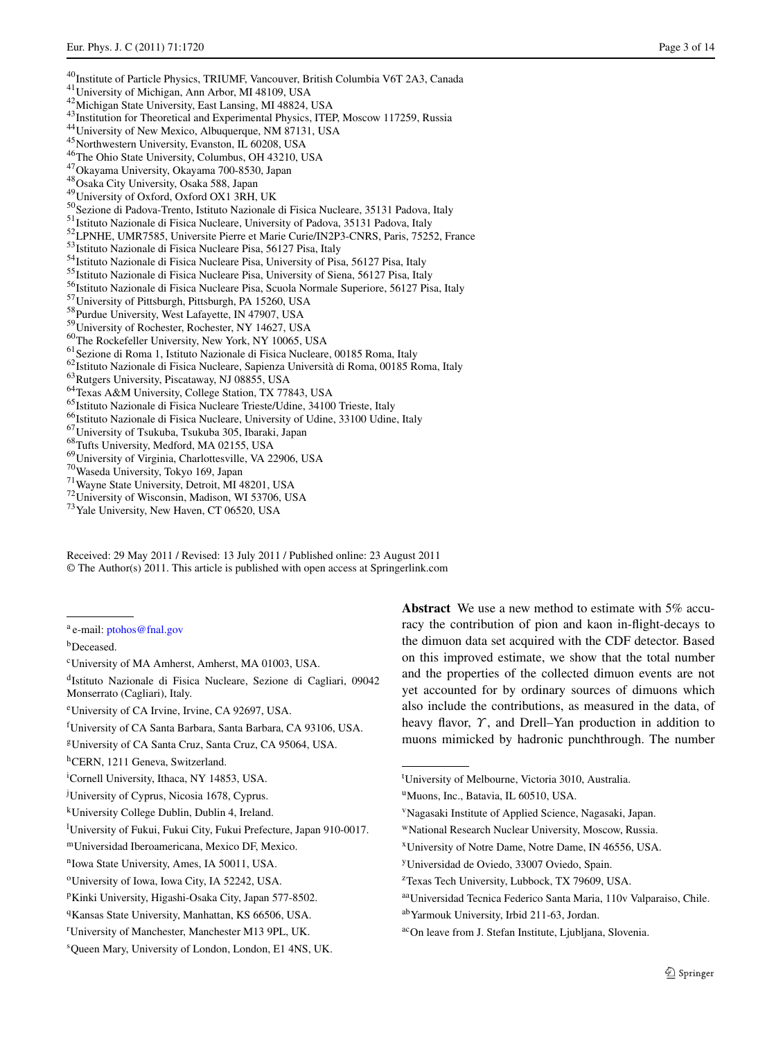[40]Institute of Particle Physics, TRIUMF, Vancouver, British Columbia V6T 2A3, Canada
[41]University of Michigan, Ann Arbor, MI 48109, USA
[42]Michigan State University, East Lansing, MI 48824, USA
[43]Institution for Theoretical and Experimental Physics, ITEP, Moscow 117259, Russia
[44]University of New Mexico, Albuquerque, NM 87131, USA
[45]Northwestern University, Evanston, IL 60208, USA
[46]The Ohio State University, Columbus, OH 43210, USA
[47]Okayama University, Okayama 700-8530, Japan
[48]Osaka City University, Osaka 588, Japan
[49]University of Oxford, Oxford OX1 3RH, UK
[50]Sezione di Padova-Trento, Istituto Nazionale di Fisica Nucleare, 35131 Padova, Italy
[51]Istituto Nazionale di Fisica Nucleare, University of Padova, 35131 Padova, Italy
[52]LPNHE, UMR7585, Universite Pierre et Marie Curie/IN2P3-CNRS, Paris, 75252, France
[53]Istituto Nazionale di Fisica Nucleare Pisa, 56127 Pisa, Italy
[54]Istituto Nazionale di Fisica Nucleare Pisa, University of Pisa, 56127 Pisa, Italy
[55]Istituto Nazionale di Fisica Nucleare Pisa, University of Siena, 56127 Pisa, Italy
[56]Istituto Nazionale di Fisica Nucleare Pisa, Scuola Normale Superiore, 56127 Pisa, Italy
[57]University of Pittsburgh, Pittsburgh, PA 15260, USA
[58]Purdue University, West Lafayette, IN 47907, USA
[59]University of Rochester, Rochester, NY 14627, USA
[60]The Rockefeller University, New York, NY 10065, USA
[61]Sezione di Roma 1, Istituto Nazionale di Fisica Nucleare, 00185 Roma, Italy
[62]Istituto Nazionale di Fisica Nucleare, Sapienza Università di Roma, 00185 Roma, Italy
[63]Rutgers University, Piscataway, NJ 08855, USA
[64]Texas A&M University, College Station, TX 77843, USA
[65]Istituto Nazionale di Fisica Nucleare Trieste/Udine, 34100 Trieste, Italy
[66]Istituto Nazionale di Fisica Nucleare, University of Udine, 33100 Udine, Italy
[67]University of Tsukuba, Tsukuba 305, Ibaraki, Japan
[68]Tufts University, Medford, MA 02155, USA
[69]University of Virginia, Charlottesville, VA 22906, USA
[70]Waseda University, Tokyo 169, Japan
[71]Wayne State University, Detroit, MI 48201, USA
[72]University of Wisconsin, Madison, WI 53706, USA
[73]Yale University, New Haven, CT 06520, USA

Received: 29 May 2011 / Revised: 13 July 2011 / Published online: 23 August 2011
© The Author(s) 2011. This article is published with open access at Springerlink.com

**Abstract** We use a new method to estimate with 5% accuracy the contribution of pion and kaon in-flight-decays to the dimuon data set acquired with the CDF detector. Based on this improved estimate, we show that the total number and the properties of the collected dimuon events are not yet accounted for by ordinary sources of dimuons which also include the contributions, as measured in the data, of heavy flavor, $\Upsilon$, and Drell–Yan production in addition to muons mimicked by hadronic punchthrough. The number

---

[a] e-mail: ptohos@fnal.gov
[b] Deceased.
[c] University of MA Amherst, Amherst, MA 01003, USA.
[d] Istituto Nazionale di Fisica Nucleare, Sezione di Cagliari, 09042 Monserrato (Cagliari), Italy.
[e] University of CA Irvine, Irvine, CA 92697, USA.
[f] University of CA Santa Barbara, Santa Barbara, CA 93106, USA.
[g] University of CA Santa Cruz, Santa Cruz, CA 95064, USA.
[h] CERN, 1211 Geneva, Switzerland.
[i] Cornell University, Ithaca, NY 14853, USA.
[j] University of Cyprus, Nicosia 1678, Cyprus.
[k] University College Dublin, Dublin 4, Ireland.
[l] University of Fukui, Fukui City, Fukui Prefecture, Japan 910-0017.
[m] Universidad Iberoamericana, Mexico DF, Mexico.
[n] Iowa State University, Ames, IA 50011, USA.
[o] University of Iowa, Iowa City, IA 52242, USA.
[p] Kinki University, Higashi-Osaka City, Japan 577-8502.
[q] Kansas State University, Manhattan, KS 66506, USA.
[r] University of Manchester, Manchester M13 9PL, UK.
[s] Queen Mary, University of London, London, E1 4NS, UK.
[t] University of Melbourne, Victoria 3010, Australia.
[u] Muons, Inc., Batavia, IL 60510, USA.
[v] Nagasaki Institute of Applied Science, Nagasaki, Japan.
[w] National Research Nuclear University, Moscow, Russia.
[x] University of Notre Dame, Notre Dame, IN 46556, USA.
[y] Universidad de Oviedo, 33007 Oviedo, Spain.
[z] Texas Tech University, Lubbock, TX 79609, USA.
[aa] Universidad Tecnica Federico Santa Maria, 110v Valparaiso, Chile.
[ab] Yarmouk University, Irbid 211-63, Jordan.
[ac] On leave from J. Stefan Institute, Ljubljana, Slovenia.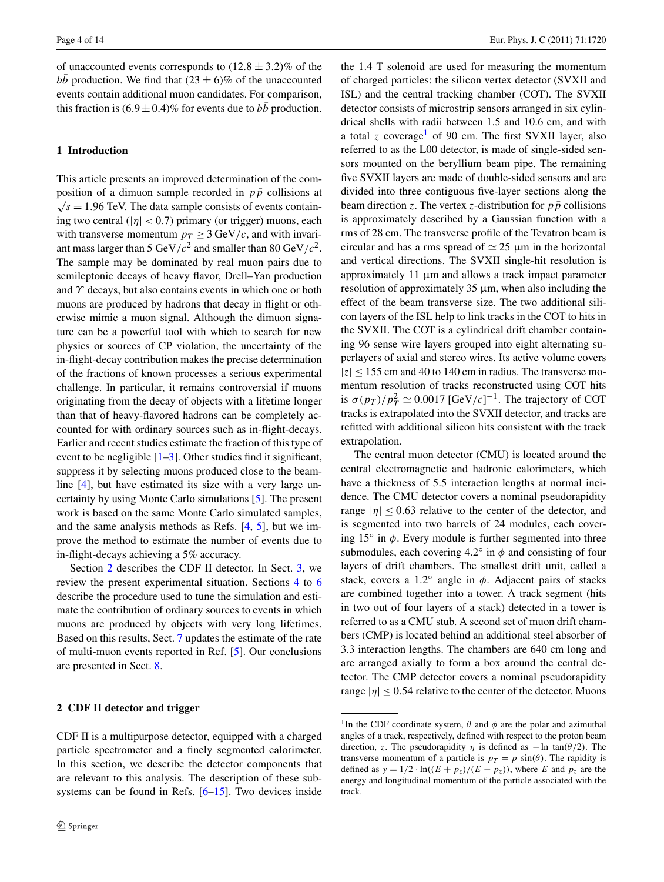of unaccounted events corresponds to $(12.8 \pm 3.2)\%$ of the $b\bar{b}$ production. We find that $(23 \pm 6)\%$ of the unaccounted events contain additional muon candidates. For comparison, this fraction is $(6.9 \pm 0.4)\%$ for events due to $b\bar{b}$ production.

## 1 Introduction

This article presents an improved determination of the composition of a dimuon sample recorded in $p\bar{p}$ collisions at $\sqrt{s} = 1.96$ TeV. The data sample consists of events containing two central ($|\eta| < 0.7$) primary (or trigger) muons, each with transverse momentum $p_T \geq 3$ GeV/$c$, and with invariant mass larger than 5 GeV/$c^2$ and smaller than 80 GeV/$c^2$. The sample may be dominated by real muon pairs due to semileptonic decays of heavy flavor, Drell–Yan production and $\Upsilon$ decays, but also contains events in which one or both muons are produced by hadrons that decay in flight or otherwise mimic a muon signal. Although the dimuon signature can be a powerful tool with which to search for new physics or sources of CP violation, the uncertainty of the in-flight-decay contribution makes the precise determination of the fractions of known processes a serious experimental challenge. In particular, it remains controversial if muons originating from the decay of objects with a lifetime longer than that of heavy-flavored hadrons can be completely accounted for with ordinary sources such as in-flight-decays. Earlier and recent studies estimate the fraction of this type of event to be negligible [1–3]. Other studies find it significant, suppress it by selecting muons produced close to the beamline [4], but have estimated its size with a very large uncertainty by using Monte Carlo simulations [5]. The present work is based on the same Monte Carlo simulated samples, and the same analysis methods as Refs. [4, 5], but we improve the method to estimate the number of events due to in-flight-decays achieving a 5% accuracy.

Section 2 describes the CDF II detector. In Sect. 3, we review the present experimental situation. Sections 4 to 6 describe the procedure used to tune the simulation and estimate the contribution of ordinary sources to events in which muons are produced by objects with very long lifetimes. Based on this results, Sect. 7 updates the estimate of the rate of multi-muon events reported in Ref. [5]. Our conclusions are presented in Sect. 8.

## 2 CDF II detector and trigger

CDF II is a multipurpose detector, equipped with a charged particle spectrometer and a finely segmented calorimeter. In this section, we describe the detector components that are relevant to this analysis. The description of these subsystems can be found in Refs. [6–15]. Two devices inside the 1.4 T solenoid are used for measuring the momentum of charged particles: the silicon vertex detector (SVXII and ISL) and the central tracking chamber (COT). The SVXII detector consists of microstrip sensors arranged in six cylindrical shells with radii between 1.5 and 10.6 cm, and with a total $z$ coverage[1] of 90 cm. The first SVXII layer, also referred to as the L00 detector, is made of single-sided sensors mounted on the beryllium beam pipe. The remaining five SVXII layers are made of double-sided sensors and are divided into three contiguous five-layer sections along the beam direction $z$. The vertex $z$-distribution for $p\bar{p}$ collisions is approximately described by a Gaussian function with a rms of 28 cm. The transverse profile of the Tevatron beam is circular and has a rms spread of $\simeq 25$ μm in the horizontal and vertical directions. The SVXII single-hit resolution is approximately 11 μm and allows a track impact parameter resolution of approximately 35 μm, when also including the effect of the beam transverse size. The two additional silicon layers of the ISL help to link tracks in the COT to hits in the SVXII. The COT is a cylindrical drift chamber containing 96 sense wire layers grouped into eight alternating superlayers of axial and stereo wires. Its active volume covers $|z| \leq 155$ cm and 40 to 140 cm in radius. The transverse momentum resolution of tracks reconstructed using COT hits is $\sigma(p_T)/p_T^2 \simeq 0.0017$ [GeV/$c$]$^{-1}$. The trajectory of COT tracks is extrapolated into the SVXII detector, and tracks are refitted with additional silicon hits consistent with the track extrapolation.

The central muon detector (CMU) is located around the central electromagnetic and hadronic calorimeters, which have a thickness of 5.5 interaction lengths at normal incidence. The CMU detector covers a nominal pseudorapidity range $|\eta| \leq 0.63$ relative to the center of the detector, and is segmented into two barrels of 24 modules, each covering 15° in $\phi$. Every module is further segmented into three submodules, each covering 4.2° in $\phi$ and consisting of four layers of drift chambers. The smallest drift unit, called a stack, covers a 1.2° angle in $\phi$. Adjacent pairs of stacks are combined together into a tower. A track segment (hits in two out of four layers of a stack) detected in a tower is referred to as a CMU stub. A second set of muon drift chambers (CMP) is located behind an additional steel absorber of 3.3 interaction lengths. The chambers are 640 cm long and are arranged axially to form a box around the central detector. The CMP detector covers a nominal pseudorapidity range $|\eta| \leq 0.54$ relative to the center of the detector. Muons

[1] In the CDF coordinate system, $\theta$ and $\phi$ are the polar and azimuthal angles of a track, respectively, defined with respect to the proton beam direction, $z$. The pseudorapidity $\eta$ is defined as $-\ln \tan(\theta/2)$. The transverse momentum of a particle is $p_T = p \sin(\theta)$. The rapidity is defined as $y = 1/2 \cdot \ln((E + p_z)/(E - p_z))$, where $E$ and $p_z$ are the energy and longitudinal momentum of the particle associated with the track.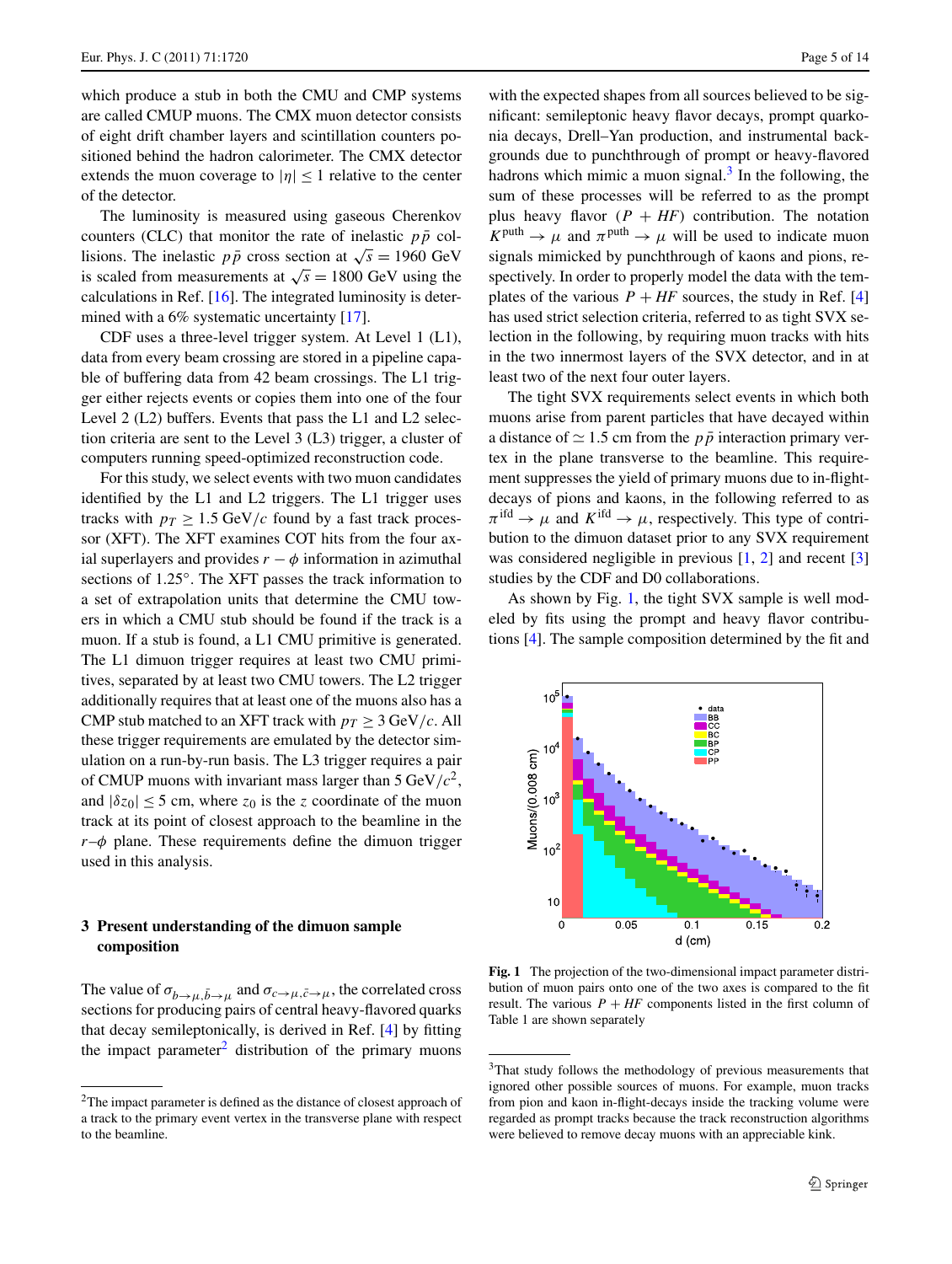which produce a stub in both the CMU and CMP systems are called CMUP muons. The CMX muon detector consists of eight drift chamber layers and scintillation counters positioned behind the hadron calorimeter. The CMX detector extends the muon coverage to $|\eta| \leq 1$ relative to the center of the detector.

The luminosity is measured using gaseous Cherenkov counters (CLC) that monitor the rate of inelastic $p\bar{p}$ collisions. The inelastic $p\bar{p}$ cross section at $\sqrt{s} = 1960$ GeV is scaled from measurements at $\sqrt{s} = 1800$ GeV using the calculations in Ref. [16]. The integrated luminosity is determined with a 6% systematic uncertainty [17].

CDF uses a three-level trigger system. At Level 1 (L1), data from every beam crossing are stored in a pipeline capable of buffering data from 42 beam crossings. The L1 trigger either rejects events or copies them into one of the four Level 2 (L2) buffers. Events that pass the L1 and L2 selection criteria are sent to the Level 3 (L3) trigger, a cluster of computers running speed-optimized reconstruction code.

For this study, we select events with two muon candidates identified by the L1 and L2 triggers. The L1 trigger uses tracks with $p_T \geq 1.5$ GeV/$c$ found by a fast track processor (XFT). The XFT examines COT hits from the four axial superlayers and provides $r-\phi$ information in azimuthal sections of 1.25°. The XFT passes the track information to a set of extrapolation units that determine the CMU towers in which a CMU stub should be found if the track is a muon. If a stub is found, a L1 CMU primitive is generated. The L1 dimuon trigger requires at least two CMU primitives, separated by at least two CMU towers. The L2 trigger additionally requires that at least one of the muons also has a CMP stub matched to an XFT track with $p_T \geq 3$ GeV/$c$. All these trigger requirements are emulated by the detector simulation on a run-by-run basis. The L3 trigger requires a pair of CMUP muons with invariant mass larger than 5 GeV/$c^2$, and $|\delta z_0| \leq 5$ cm, where $z_0$ is the $z$ coordinate of the muon track at its point of closest approach to the beamline in the $r$–$\phi$ plane. These requirements define the dimuon trigger used in this analysis.

## 3 Present understanding of the dimuon sample composition

The value of $\sigma_{b\to\mu,\bar{b}\to\mu}$ and $\sigma_{c\to\mu,\bar{c}\to\mu}$, the correlated cross sections for producing pairs of central heavy-flavored quarks that decay semileptonically, is derived in Ref. [4] by fitting the impact parameter[2] distribution of the primary muons with the expected shapes from all sources believed to be significant: semileptonic heavy flavor decays, prompt quarkonia decays, Drell–Yan production, and instrumental backgrounds due to punchthrough of prompt or heavy-flavored hadrons which mimic a muon signal.[3] In the following, the sum of these processes will be referred to as the prompt plus heavy flavor ($P + HF$) contribution. The notation $K^{\rm puth} \to \mu$ and $\pi^{\rm puth} \to \mu$ will be used to indicate muon signals mimicked by punchthrough of kaons and pions, respectively. In order to properly model the data with the templates of the various $P + HF$ sources, the study in Ref. [4] has used strict selection criteria, referred to as tight SVX selection in the following, by requiring muon tracks with hits in the two innermost layers of the SVX detector, and in at least two of the next four outer layers.

The tight SVX requirements select events in which both muons arise from parent particles that have decayed within a distance of $\simeq 1.5$ cm from the $p\bar{p}$ interaction primary vertex in the plane transverse to the beamline. This requirement suppresses the yield of primary muons due to in-flight-decays of pions and kaons, in the following referred to as $\pi^{\rm ifd} \to \mu$ and $K^{\rm ifd} \to \mu$, respectively. This type of contribution to the dimuon dataset prior to any SVX requirement was considered negligible in previous [1, 2] and recent [3] studies by the CDF and D0 collaborations.

As shown by Fig. 1, the tight SVX sample is well modeled by fits using the prompt and heavy flavor contributions [4]. The sample composition determined by the fit and

Fig. 1 The projection of the two-dimensional impact parameter distribution of muon pairs onto one of the two axes is compared to the fit result. The various $P + HF$ components listed in the first column of Table 1 are shown separately

[2] The impact parameter is defined as the distance of closest approach of a track to the primary event vertex in the transverse plane with respect to the beamline.

[3] That study follows the methodology of previous measurements that ignored other possible sources of muons. For example, muon tracks from pion and kaon in-flight-decays inside the tracking volume were regarded as prompt tracks because the track reconstruction algorithms were believed to remove decay muons with an appreciable kink.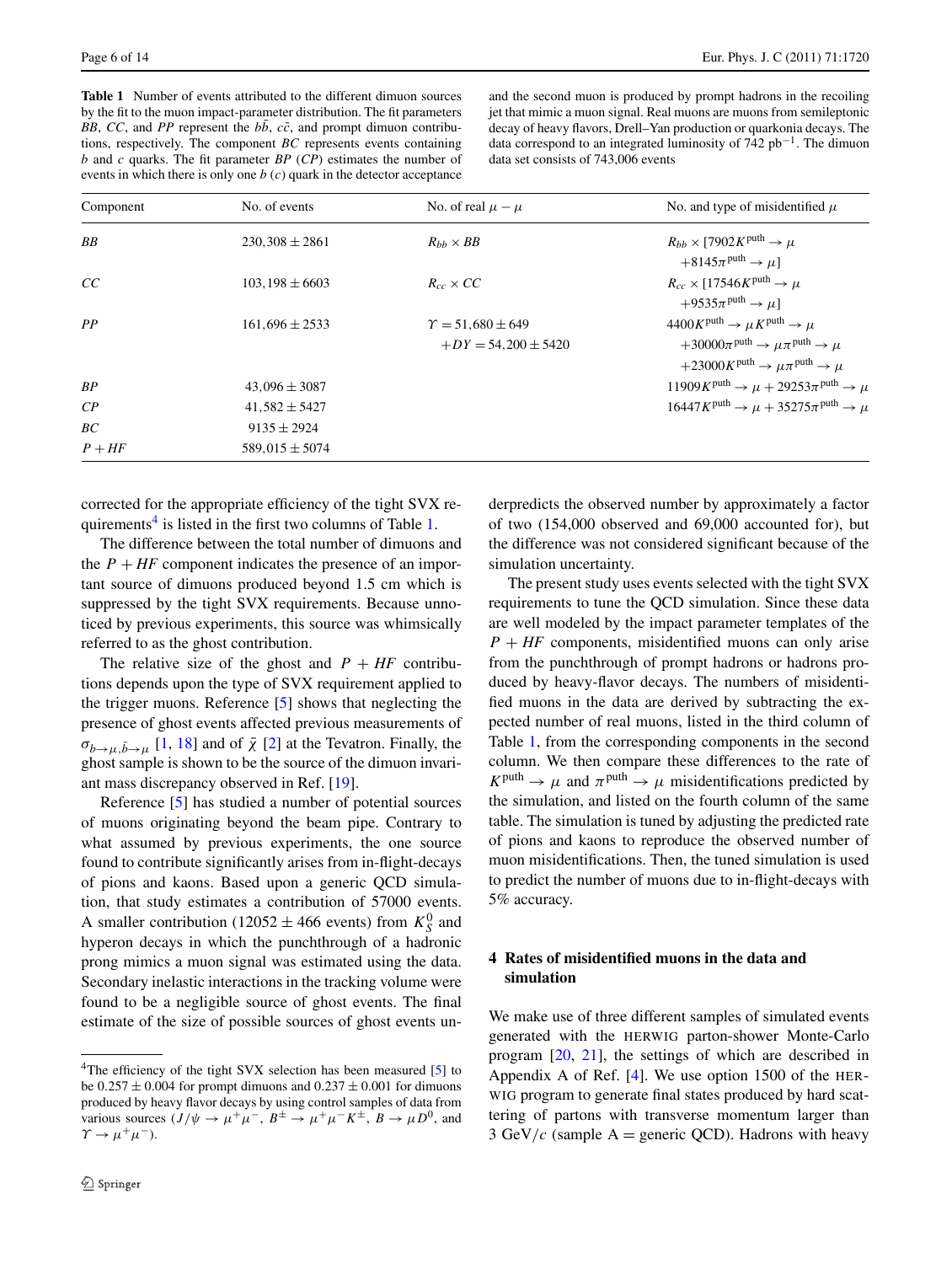**Table 1** Number of events attributed to the different dimuon sources by the fit to the muon impact-parameter distribution. The fit parameters *BB*, *CC*, and *PP* represent the $b\bar{b}$, $c\bar{c}$, and prompt dimuon contributions, respectively. The component *BC* represents events containing $b$ and $c$ quarks. The fit parameter *BP* (*CP*) estimates the number of events in which there is only one $b$ ($c$) quark in the detector acceptance and the second muon is produced by prompt hadrons in the recoiling jet that mimic a muon signal. Real muons are muons from semileptonic decay of heavy flavors, Drell–Yan production or quarkonia decays. The data correspond to an integrated luminosity of 742 pb$^{-1}$. The dimuon data set consists of 743,006 events

| Component | No. of events | No. of real $\mu-\mu$ | No. and type of misidentified $\mu$ |
|---|---|---|---|
| *BB* | $230{,}308 \pm 2861$ | $R_{bb} \times BB$ | $R_{bb} \times [7902 K^{\text{puth}} \to \mu$ $+8145 \pi^{\text{puth}} \to \mu]$ |
| *CC* | $103{,}198 \pm 6603$ | $R_{cc} \times CC$ | $R_{cc} \times [17546 K^{\text{puth}} \to \mu$ $+9535 \pi^{\text{puth}} \to \mu]$ |
| *PP* | $161{,}696 \pm 2533$ | $\Upsilon = 51{,}680 \pm 649$ $+DY = 54{,}200 \pm 5420$ | $4400 K^{\text{puth}} \to \mu K^{\text{puth}} \to \mu$ $+30000 \pi^{\text{puth}} \to \mu \pi^{\text{puth}} \to \mu$ $+23000 K^{\text{puth}} \to \mu \pi^{\text{puth}} \to \mu$ |
| *BP* | $43{,}096 \pm 3087$ | | $11909 K^{\text{puth}} \to \mu + 29253 \pi^{\text{puth}} \to \mu$ |
| *CP* | $41{,}582 \pm 5427$ | | $16447 K^{\text{puth}} \to \mu + 35275 \pi^{\text{puth}} \to \mu$ |
| *BC* | $9135 \pm 2924$ | | |
| $P+HF$ | $589{,}015 \pm 5074$ | | |

corrected for the appropriate efficiency of the tight SVX requirements[4] is listed in the first two columns of Table 1.

The difference between the total number of dimuons and the $P+HF$ component indicates the presence of an important source of dimuons produced beyond 1.5 cm which is suppressed by the tight SVX requirements. Because unnoticed by previous experiments, this source was whimsically referred to as the ghost contribution.

The relative size of the ghost and $P+HF$ contributions depends upon the type of SVX requirement applied to the trigger muons. Reference [5] shows that neglecting the presence of ghost events affected previous measurements of $\sigma_{b\to\mu,\bar{b}\to\mu}$ [1, 18] and of $\bar{\chi}$ [2] at the Tevatron. Finally, the ghost sample is shown to be the source of the dimuon invariant mass discrepancy observed in Ref. [19].

Reference [5] has studied a number of potential sources of muons originating beyond the beam pipe. Contrary to what assumed by previous experiments, the one source found to contribute significantly arises from in-flight-decays of pions and kaons. Based upon a generic QCD simulation, that study estimates a contribution of 57000 events. A smaller contribution ($12052 \pm 466$ events) from $K_S^0$ and hyperon decays in which the punchthrough of a hadronic prong mimics a muon signal was estimated using the data. Secondary inelastic interactions in the tracking volume were found to be a negligible source of ghost events. The final estimate of the size of possible sources of ghost events underpredicts the observed number by approximately a factor of two (154,000 observed and 69,000 accounted for), but the difference was not considered significant because of the simulation uncertainty.

The present study uses events selected with the tight SVX requirements to tune the QCD simulation. Since these data are well modeled by the impact parameter templates of the $P+HF$ components, misidentified muons can only arise from the punchthrough of prompt hadrons or hadrons produced by heavy-flavor decays. The numbers of misidentified muons in the data are derived by subtracting the expected number of real muons, listed in the third column of Table 1, from the corresponding components in the second column. We then compare these differences to the rate of $K^{\text{puth}} \to \mu$ and $\pi^{\text{puth}} \to \mu$ misidentifications predicted by the simulation, and listed on the fourth column of the same table. The simulation is tuned by adjusting the predicted rate of pions and kaons to reproduce the observed number of muon misidentifications. Then, the tuned simulation is used to predict the number of muons due to in-flight-decays with 5% accuracy.

## 4 Rates of misidentified muons in the data and simulation

We make use of three different samples of simulated events generated with the HERWIG parton-shower Monte-Carlo program [20, 21], the settings of which are described in Appendix A of Ref. [4]. We use option 1500 of the HERWIG program to generate final states produced by hard scattering of partons with transverse momentum larger than 3 GeV/$c$ (sample A = generic QCD). Hadrons with heavy

---

[4] The efficiency of the tight SVX selection has been measured [5] to be $0.257 \pm 0.004$ for prompt dimuons and $0.237 \pm 0.001$ for dimuons produced by heavy flavor decays by using control samples of data from various sources ($J/\psi \to \mu^+\mu^-$, $B^\pm \to \mu^+\mu^- K^\pm$, $B \to \mu D^0$, and $\Upsilon \to \mu^+\mu^-$).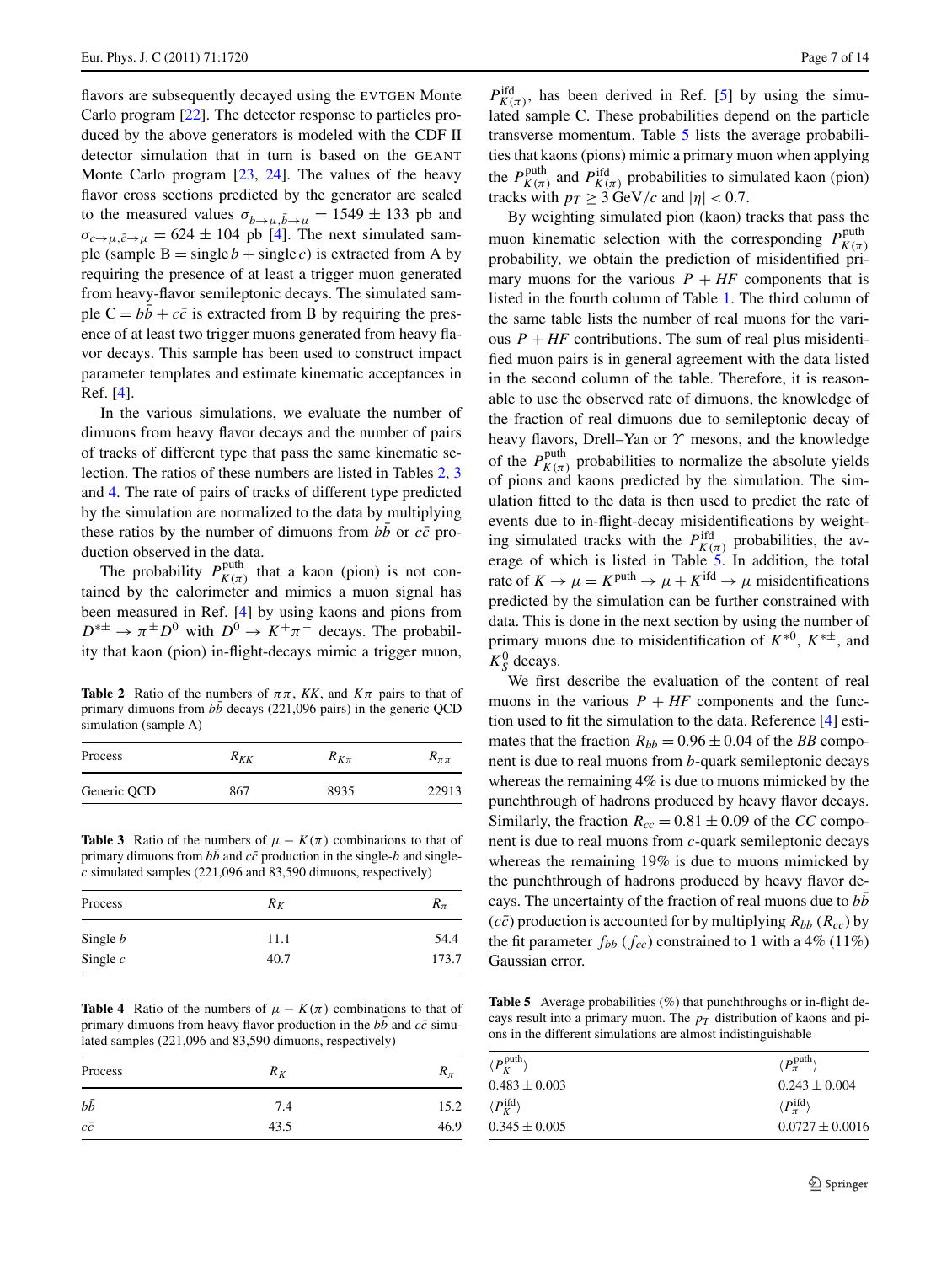flavors are subsequently decayed using the EVTGEN Monte Carlo program [22]. The detector response to particles produced by the above generators is modeled with the CDF II detector simulation that in turn is based on the GEANT Monte Carlo program [23, 24]. The values of the heavy flavor cross sections predicted by the generator are scaled to the measured values $\sigma_{b\rightarrow\mu,\bar{b}\rightarrow\mu} = 1549 \pm 133$ pb and $\sigma_{c\rightarrow\mu,\bar{c}\rightarrow\mu} = 624 \pm 104$ pb [4]. The next simulated sample (sample B = single $b$ + single $c$) is extracted from A by requiring the presence of at least a trigger muon generated from heavy-flavor semileptonic decays. The simulated sample C = $b\bar{b} + c\bar{c}$ is extracted from B by requiring the presence of at least two trigger muons generated from heavy flavor decays. This sample has been used to construct impact parameter templates and estimate kinematic acceptances in Ref. [4].

In the various simulations, we evaluate the number of dimuons from heavy flavor decays and the number of pairs of tracks of different type that pass the same kinematic selection. The ratios of these numbers are listed in Tables 2, 3 and 4. The rate of pairs of tracks of different type predicted by the simulation are normalized to the data by multiplying these ratios by the number of dimuons from $b\bar{b}$ or $c\bar{c}$ production observed in the data.

The probability $P^{\rm puth}_{K(\pi)}$ that a kaon (pion) is not contained by the calorimeter and mimics a muon signal has been measured in Ref. [4] by using kaons and pions from $D^{*\pm} \rightarrow \pi^{\pm} D^0$ with $D^0 \rightarrow K^+\pi^-$ decays. The probability that kaon (pion) in-flight-decays mimic a trigger muon, $P^{\rm ifd}_{K(\pi)}$, has been derived in Ref. [5] by using the simulated sample C. These probabilities depend on the particle transverse momentum. Table 5 lists the average probabilities that kaons (pions) mimic a primary muon when applying the $P^{\rm puth}_{K(\pi)}$ and $P^{\rm ifd}_{K(\pi)}$ probabilities to simulated kaon (pion) tracks with $p_T \geq 3$ GeV/$c$ and $|\eta| < 0.7$.

By weighting simulated pion (kaon) tracks that pass the muon kinematic selection with the corresponding $P^{\rm puth}_{K(\pi)}$ probability, we obtain the prediction of misidentified primary muons for the various $P + HF$ components that is listed in the fourth column of Table 1. The third column of the same table lists the number of real muons for the various $P + HF$ contributions. The sum of real plus misidentified muon pairs is in general agreement with the data listed in the second column of the table. Therefore, it is reasonable to use the observed rate of dimuons, the knowledge of the fraction of real dimuons due to semileptonic decay of heavy flavors, Drell–Yan or $\Upsilon$ mesons, and the knowledge of the $P^{\rm puth}_{K(\pi)}$ probabilities to normalize the absolute yields of pions and kaons predicted by the simulation. The simulation fitted to the data is then used to predict the rate of events due to in-flight-decay misidentifications by weighting simulated tracks with the $P^{\rm ifd}_{K(\pi)}$ probabilities, the average of which is listed in Table 5. In addition, the total rate of $K \rightarrow \mu = K^{\rm puth} \rightarrow \mu + K^{\rm ifd} \rightarrow \mu$ misidentifications predicted by the simulation can be further constrained with data. This is done in the next section by using the number of primary muons due to misidentification of $K^{*0}$, $K^{*\pm}$, and $K^0_S$ decays.

We first describe the evaluation of the content of real muons in the various $P + HF$ components and the function used to fit the simulation to the data. Reference [4] estimates that the fraction $R_{bb} = 0.96 \pm 0.04$ of the $BB$ component is due to real muons from $b$-quark semileptonic decays whereas the remaining 4% is due to muons mimicked by the punchthrough of hadrons produced by heavy flavor decays. Similarly, the fraction $R_{cc} = 0.81 \pm 0.09$ of the $CC$ component is due to real muons from $c$-quark semileptonic decays whereas the remaining 19% is due to muons mimicked by the punchthrough of hadrons produced by heavy flavor decays. The uncertainty of the fraction of real muons due to $b\bar{b}$ ($c\bar{c}$) production is accounted for by multiplying $R_{bb}$ ($R_{cc}$) by the fit parameter $f_{bb}$ ($f_{cc}$) constrained to 1 with a 4% (11%) Gaussian error.

**Table 2** Ratio of the numbers of $\pi\pi$, $KK$, and $K\pi$ pairs to that of primary dimuons from $b\bar{b}$ decays (221,096 pairs) in the generic QCD simulation (sample A)

| Process | $R_{KK}$ | $R_{K\pi}$ | $R_{\pi\pi}$ |
|---|---|---|---|
| Generic QCD | 867 | 8935 | 22913 |

**Table 3** Ratio of the numbers of $\mu - K(\pi)$ combinations to that of primary dimuons from $b\bar{b}$ and $c\bar{c}$ production in the single-$b$ and single-$c$ simulated samples (221,096 and 83,590 dimuons, respectively)

| Process | $R_K$ | $R_\pi$ |
|---|---|---|
| Single $b$ | 11.1 | 54.4 |
| Single $c$ | 40.7 | 173.7 |

**Table 4** Ratio of the numbers of $\mu - K(\pi)$ combinations to that of primary dimuons from heavy flavor production in the $b\bar{b}$ and $c\bar{c}$ simulated samples (221,096 and 83,590 dimuons, respectively)

| Process | $R_K$ | $R_\pi$ |
|---|---|---|
| $b\bar{b}$ | 7.4 | 15.2 |
| $c\bar{c}$ | 43.5 | 46.9 |

**Table 5** Average probabilities (%) that punchthroughs or in-flight decays result into a primary muon. The $p_T$ distribution of kaons and pions in the different simulations are almost indistinguishable

| $\langle P^{\rm puth}_K \rangle$ | $\langle P^{\rm puth}_\pi \rangle$ |
|---|---|
| $0.483 \pm 0.003$ | $0.243 \pm 0.004$ |
| $\langle P^{\rm ifd}_K \rangle$ | $\langle P^{\rm ifd}_\pi \rangle$ |
| $0.345 \pm 0.005$ | $0.0727 \pm 0.0016$ |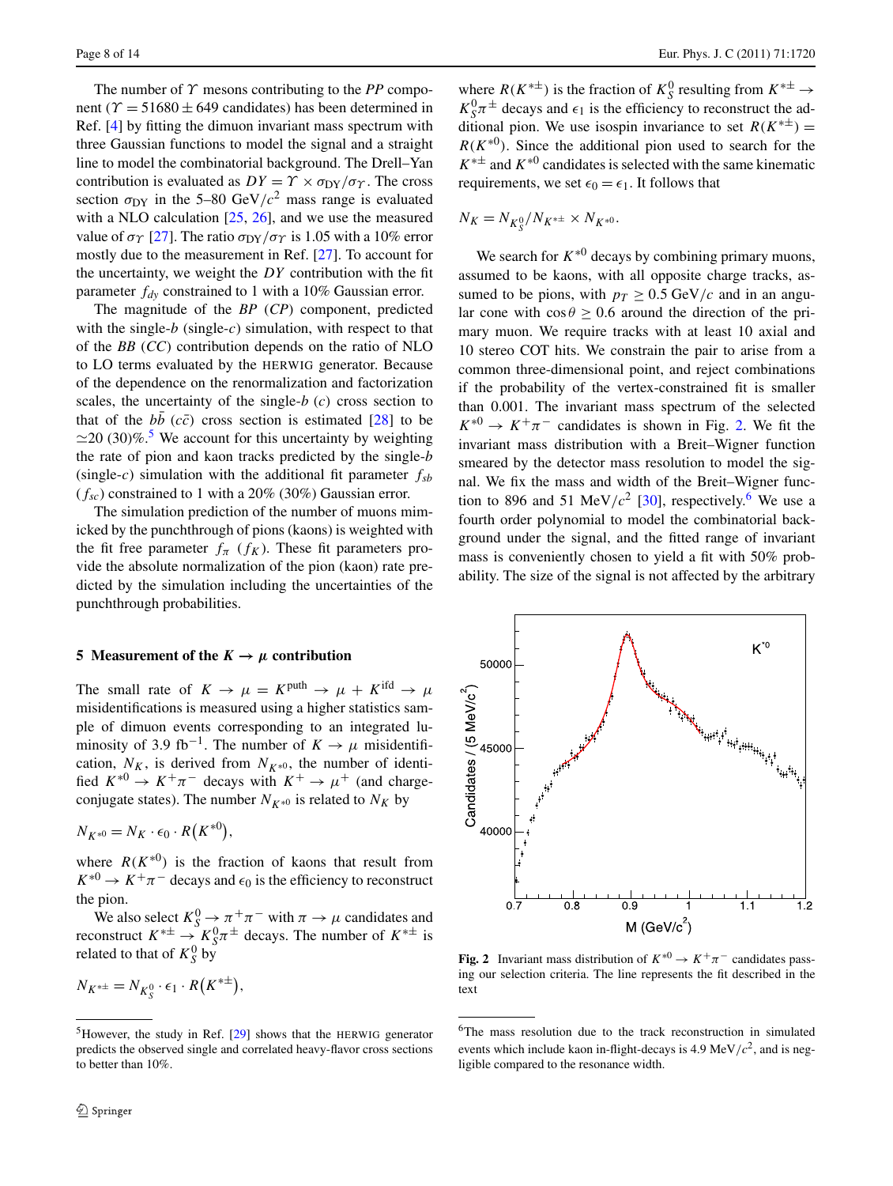The number of $\Upsilon$ mesons contributing to the *PP* component ($\Upsilon = 51680 \pm 649$ candidates) has been determined in Ref. [4] by fitting the dimuon invariant mass spectrum with three Gaussian functions to model the signal and a straight line to model the combinatorial background. The Drell–Yan contribution is evaluated as $DY = \Upsilon \times \sigma_{\rm DY}/\sigma_{\Upsilon}$. The cross section $\sigma_{\rm DY}$ in the 5–80 GeV/$c^2$ mass range is evaluated with a NLO calculation [25, 26], and we use the measured value of $\sigma_{\Upsilon}$ [27]. The ratio $\sigma_{\rm DY}/\sigma_{\Upsilon}$ is 1.05 with a 10% error mostly due to the measurement in Ref. [27]. To account for the uncertainty, we weight the *DY* contribution with the fit parameter $f_{dy}$ constrained to 1 with a 10% Gaussian error.

The magnitude of the *BP* (*CP*) component, predicted with the single-$b$ (single-$c$) simulation, with respect to that of the *BB* (*CC*) contribution depends on the ratio of NLO to LO terms evaluated by the HERWIG generator. Because of the dependence on the renormalization and factorization scales, the uncertainty of the single-$b$ ($c$) cross section to that of the $b\bar{b}$ ($c\bar{c}$) cross section is estimated [28] to be $\simeq$20 (30)%.[5] We account for this uncertainty by weighting the rate of pion and kaon tracks predicted by the single-$b$ (single-$c$) simulation with the additional fit parameter $f_{sb}$ ($f_{sc}$) constrained to 1 with a 20% (30%) Gaussian error.

The simulation prediction of the number of muons mimicked by the punchthrough of pions (kaons) is weighted with the fit free parameter $f_\pi$ ($f_K$). These fit parameters provide the absolute normalization of the pion (kaon) rate predicted by the simulation including the uncertainties of the punchthrough probabilities.

## 5 Measurement of the $K \rightarrow \mu$ contribution

The small rate of $K \rightarrow \mu = K^{\rm puth} \rightarrow \mu + K^{\rm ifd} \rightarrow \mu$ misidentifications is measured using a higher statistics sample of dimuon events corresponding to an integrated luminosity of 3.9 fb$^{-1}$. The number of $K \rightarrow \mu$ misidentification, $N_K$, is derived from $N_{K^{*0}}$, the number of identified $K^{*0} \rightarrow K^+\pi^-$ decays with $K^+ \rightarrow \mu^+$ (and charge-conjugate states). The number $N_{K^{*0}}$ is related to $N_K$ by

$$N_{K^{*0}} = N_K \cdot \epsilon_0 \cdot R\big(K^{*0}\big),$$

where $R(K^{*0})$ is the fraction of kaons that result from $K^{*0} \rightarrow K^+\pi^-$ decays and $\epsilon_0$ is the efficiency to reconstruct the pion.

We also select $K^0_S \rightarrow \pi^+\pi^-$ with $\pi \rightarrow \mu$ candidates and reconstruct $K^{*\pm} \rightarrow K^0_S\pi^\pm$ decays. The number of $K^{*\pm}$ is related to that of $K^0_S$ by

$$N_{K^{*\pm}} = N_{K^0_S} \cdot \epsilon_1 \cdot R\big(K^{*\pm}\big),$$

where $R(K^{*\pm})$ is the fraction of $K^0_S$ resulting from $K^{*\pm} \rightarrow K^0_S\pi^\pm$ decays and $\epsilon_1$ is the efficiency to reconstruct the additional pion. We use isospin invariance to set $R(K^{*\pm}) = R(K^{*0})$. Since the additional pion used to search for the $K^{*\pm}$ and $K^{*0}$ candidates is selected with the same kinematic requirements, we set $\epsilon_0 = \epsilon_1$. It follows that

$$N_K = N_{K^0_S}/N_{K^{*\pm}} \times N_{K^{*0}}.$$

We search for $K^{*0}$ decays by combining primary muons, assumed to be kaons, with all opposite charge tracks, assumed to be pions, with $p_T \geq 0.5$ GeV/$c$ and in an angular cone with $\cos\theta \geq 0.6$ around the direction of the primary muon. We require tracks with at least 10 axial and 10 stereo COT hits. We constrain the pair to arise from a common three-dimensional point, and reject combinations if the probability of the vertex-constrained fit is smaller than 0.001. The invariant mass spectrum of the selected $K^{*0} \rightarrow K^+\pi^-$ candidates is shown in Fig. 2. We fit the invariant mass distribution with a Breit–Wigner function smeared by the detector mass resolution to model the signal. We fix the mass and width of the Breit–Wigner function to 896 and 51 MeV/$c^2$ [30], respectively.[6] We use a fourth order polynomial to model the combinatorial background under the signal, and the fitted range of invariant mass is conveniently chosen to yield a fit with 50% probability. The size of the signal is not affected by the arbitrary

**Fig. 2** Invariant mass distribution of $K^{*0} \rightarrow K^+\pi^-$ candidates passing our selection criteria. The line represents the fit described in the text

[5] However, the study in Ref. [29] shows that the HERWIG generator predicts the observed single and correlated heavy-flavor cross sections to better than 10%.

[6] The mass resolution due to the track reconstruction in simulated events which include kaon in-flight-decays is 4.9 MeV/$c^2$, and is negligible compared to the resonance width.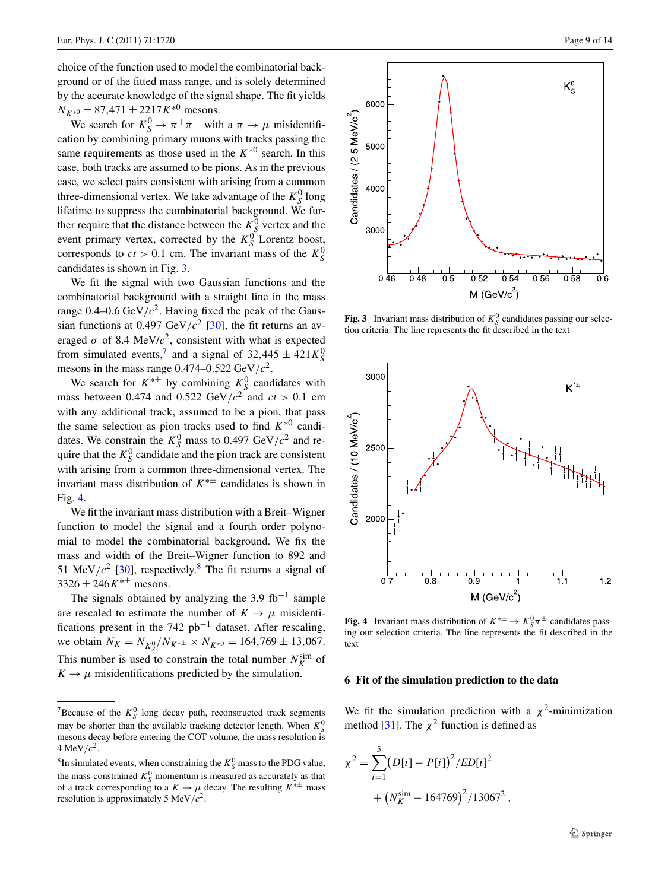choice of the function used to model the combinatorial background or of the fitted mass range, and is solely determined by the accurate knowledge of the signal shape. The fit yields $N_{K^{*0}} = 87{,}471 \pm 2217 K^{*0}$ mesons.

We search for $K^0_S \to \pi^+\pi^-$ with a $\pi \to \mu$ misidentification by combining primary muons with tracks passing the same requirements as those used in the $K^{*0}$ search. In this case, both tracks are assumed to be pions. As in the previous case, we select pairs consistent with arising from a common three-dimensional vertex. We take advantage of the $K^0_S$ long lifetime to suppress the combinatorial background. We further require that the distance between the $K^0_S$ vertex and the event primary vertex, corrected by the $K^0_S$ Lorentz boost, corresponds to $ct > 0.1$ cm. The invariant mass of the $K^0_S$ candidates is shown in Fig. 3.

We fit the signal with two Gaussian functions and the combinatorial background with a straight line in the mass range 0.4–0.6 GeV/$c^2$. Having fixed the peak of the Gaussian functions at 0.497 GeV/$c^2$ [30], the fit returns an averaged $\sigma$ of 8.4 MeV/$c^2$, consistent with what is expected from simulated events,[7] and a signal of $32{,}445 \pm 421 K^0_S$ mesons in the mass range 0.474–0.522 GeV/$c^2$.

We search for $K^{*\pm}$ by combining $K^0_S$ candidates with mass between 0.474 and 0.522 GeV/$c^2$ and $ct > 0.1$ cm with any additional track, assumed to be a pion, that pass the same selection as pion tracks used to find $K^{*0}$ candidates. We constrain the $K^0_S$ mass to 0.497 GeV/$c^2$ and require that the $K^0_S$ candidate and the pion track are consistent with arising from a common three-dimensional vertex. The invariant mass distribution of $K^{*\pm}$ candidates is shown in Fig. 4.

We fit the invariant mass distribution with a Breit–Wigner function to model the signal and a fourth order polynomial to model the combinatorial background. We fix the mass and width of the Breit–Wigner function to 892 and 51 MeV/$c^2$ [30], respectively.[8] The fit returns a signal of $3326 \pm 246 K^{*\pm}$ mesons.

The signals obtained by analyzing the 3.9 fb$^{-1}$ sample are rescaled to estimate the number of $K \to \mu$ misidentifications present in the 742 pb$^{-1}$ dataset. After rescaling, we obtain $N_K = N_{K^0_S}/N_{K^{*\pm}} \times N_{K^{*0}} = 164{,}769 \pm 13{,}067$. This number is used to constrain the total number $N^{\text{sim}}_K$ of $K \to \mu$ misidentifications predicted by the simulation.

[7] Because of the $K^0_S$ long decay path, reconstructed track segments may be shorter than the available tracking detector length. When $K^0_S$ mesons decay before entering the COT volume, the mass resolution is 4 MeV/$c^2$.

[8] In simulated events, when constraining the $K^0_S$ mass to the PDG value, the mass-constrained $K^0_S$ momentum is measured as accurately as that of a track corresponding to a $K \to \mu$ decay. The resulting $K^{*\pm}$ mass resolution is approximately 5 MeV/$c^2$.

**Fig. 3** Invariant mass distribution of $K^0_S$ candidates passing our selection criteria. The line represents the fit described in the text

**Fig. 4** Invariant mass distribution of $K^{*\pm} \to K^0_S\pi^\pm$ candidates passing our selection criteria. The line represents the fit described in the text

## 6 Fit of the simulation prediction to the data

We fit the simulation prediction with a $\chi^2$-minimization method [31]. The $\chi^2$ function is defined as

$$\chi^2 = \sum_{i=1}^{5} \big(D[i] - P[i]\big)^2 / ED[i]^2 + \big(N^{\text{sim}}_K - 164769\big)^2 / 13067^2 \,,$$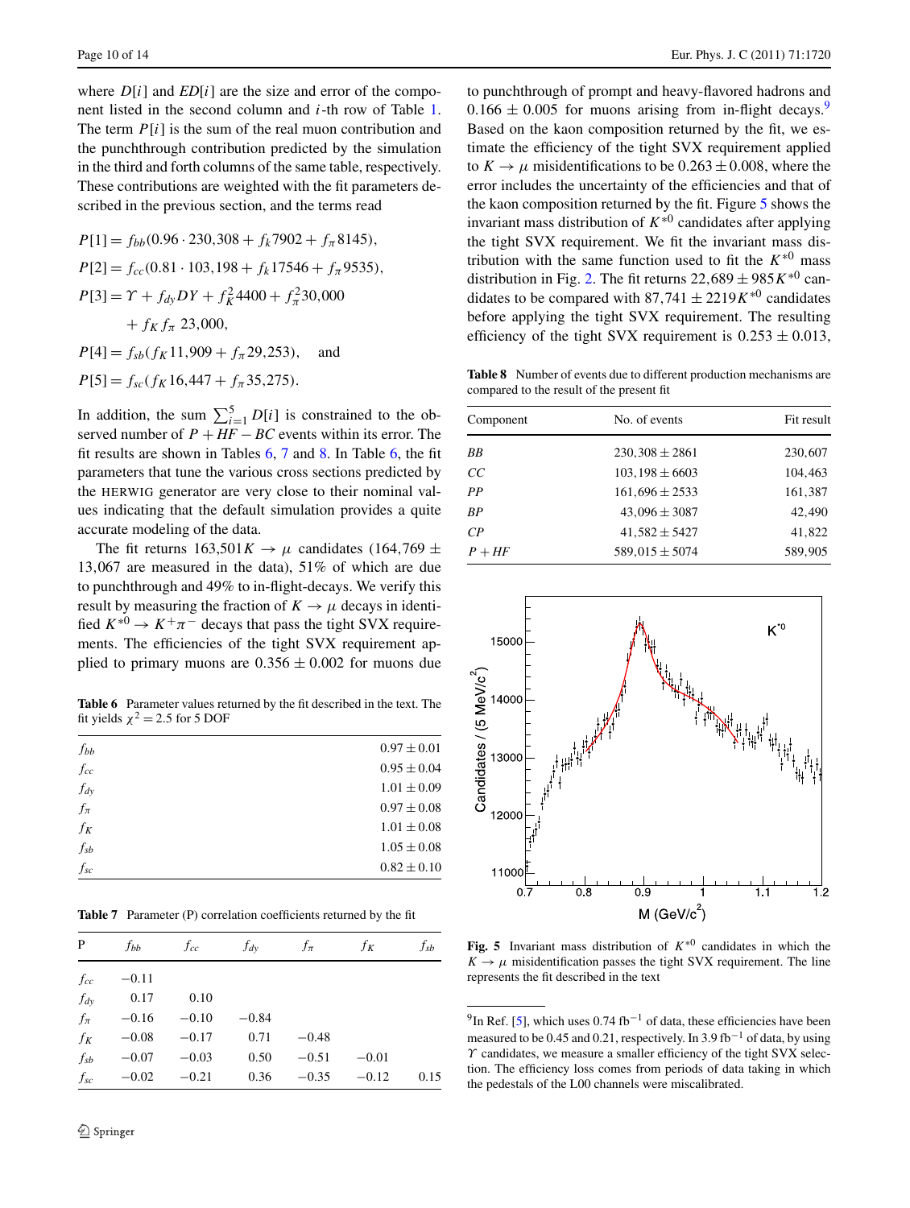where $D[i]$ and $ED[i]$ are the size and error of the component listed in the second column and $i$-th row of Table 1. The term $P[i]$ is the sum of the real muon contribution and the punchthrough contribution predicted by the simulation in the third and forth columns of the same table, respectively. These contributions are weighted with the fit parameters described in the previous section, and the terms read

$$P[1] = f_{bb}(0.96 \cdot 230{,}308 + f_k 7902 + f_\pi 8145),$$

$$P[2] = f_{cc}(0.81 \cdot 103{,}198 + f_k 17546 + f_\pi 9535),$$

$$P[3] = \Upsilon + f_{dy} DY + f_K^2 4400 + f_\pi^2 30{,}000 + f_K f_\pi \, 23{,}000,$$

$$P[4] = f_{sb}(f_K 11{,}909 + f_\pi 29{,}253), \quad \text{and}$$

$$P[5] = f_{sc}(f_K 16{,}447 + f_\pi 35{,}275).$$

In addition, the sum $\sum_{i=1}^{5} D[i]$ is constrained to the observed number of $P + HF - BC$ events within its error. The fit results are shown in Tables 6, 7 and 8. In Table 6, the fit parameters that tune the various cross sections predicted by the HERWIG generator are very close to their nominal values indicating that the default simulation provides a quite accurate modeling of the data.

The fit returns $163{,}501 K \to \mu$ candidates ($164{,}769 \pm 13{,}067$ are measured in the data), 51% of which are due to punchthrough and 49% to in-flight-decays. We verify this result by measuring the fraction of $K \to \mu$ decays in identified $K^{*0} \to K^+\pi^-$ decays that pass the tight SVX requirements. The efficiencies of the tight SVX requirement applied to primary muons are $0.356 \pm 0.002$ for muons due to punchthrough of prompt and heavy-flavored hadrons and $0.166 \pm 0.005$ for muons arising from in-flight decays.[9] Based on the kaon composition returned by the fit, we estimate the efficiency of the tight SVX requirement applied to $K \to \mu$ misidentifications to be $0.263 \pm 0.008$, where the error includes the uncertainty of the efficiencies and that of the kaon composition returned by the fit. Figure 5 shows the invariant mass distribution of $K^{*0}$ candidates after applying the tight SVX requirement. We fit the invariant mass distribution with the same function used to fit the $K^{*0}$ mass distribution in Fig. 2. The fit returns $22{,}689 \pm 985 K^{*0}$ candidates to be compared with $87{,}741 \pm 2219 K^{*0}$ candidates before applying the tight SVX requirement. The resulting efficiency of the tight SVX requirement is $0.253 \pm 0.013$,

**Table 6** Parameter values returned by the fit described in the text. The fit yields $\chi^2 = 2.5$ for 5 DOF

| | |
|---|---|
| $f_{bb}$ | $0.97 \pm 0.01$ |
| $f_{cc}$ | $0.95 \pm 0.04$ |
| $f_{dy}$ | $1.01 \pm 0.09$ |
| $f_\pi$ | $0.97 \pm 0.08$ |
| $f_K$ | $1.01 \pm 0.08$ |
| $f_{sb}$ | $1.05 \pm 0.08$ |
| $f_{sc}$ | $0.82 \pm 0.10$ |

**Table 7** Parameter (P) correlation coefficients returned by the fit

| P | $f_{bb}$ | $f_{cc}$ | $f_{dy}$ | $f_\pi$ | $f_K$ | $f_{sb}$ |
|---|---|---|---|---|---|---|
| $f_{cc}$ | −0.11 | | | | | |
| $f_{dy}$ | 0.17 | 0.10 | | | | |
| $f_\pi$ | −0.16 | −0.10 | −0.84 | | | |
| $f_K$ | −0.08 | −0.17 | 0.71 | −0.48 | | |
| $f_{sb}$ | −0.07 | −0.03 | 0.50 | −0.51 | −0.01 | |
| $f_{sc}$ | −0.02 | −0.21 | 0.36 | −0.35 | −0.12 | 0.15 |

**Table 8** Number of events due to different production mechanisms are compared to the result of the present fit

| Component | No. of events | Fit result |
|---|---|---|
| $BB$ | $230{,}308 \pm 2861$ | 230,607 |
| $CC$ | $103{,}198 \pm 6603$ | 104,463 |
| $PP$ | $161{,}696 \pm 2533$ | 161,387 |
| $BP$ | $43{,}096 \pm 3087$ | 42,490 |
| $CP$ | $41{,}582 \pm 5427$ | 41,822 |
| $P + HF$ | $589{,}015 \pm 5074$ | 589,905 |

**Fig. 5** Invariant mass distribution of $K^{*0}$ candidates in which the $K \to \mu$ misidentification passes the tight SVX requirement. The line represents the fit described in the text

[9] In Ref. [5], which uses $0.74~\text{fb}^{-1}$ of data, these efficiencies have been measured to be 0.45 and 0.21, respectively. In $3.9~\text{fb}^{-1}$ of data, by using $\Upsilon$ candidates, we measure a smaller efficiency of the tight SVX selection. The efficiency loss comes from periods of data taking in which the pedestals of the L00 channels were miscalibrated.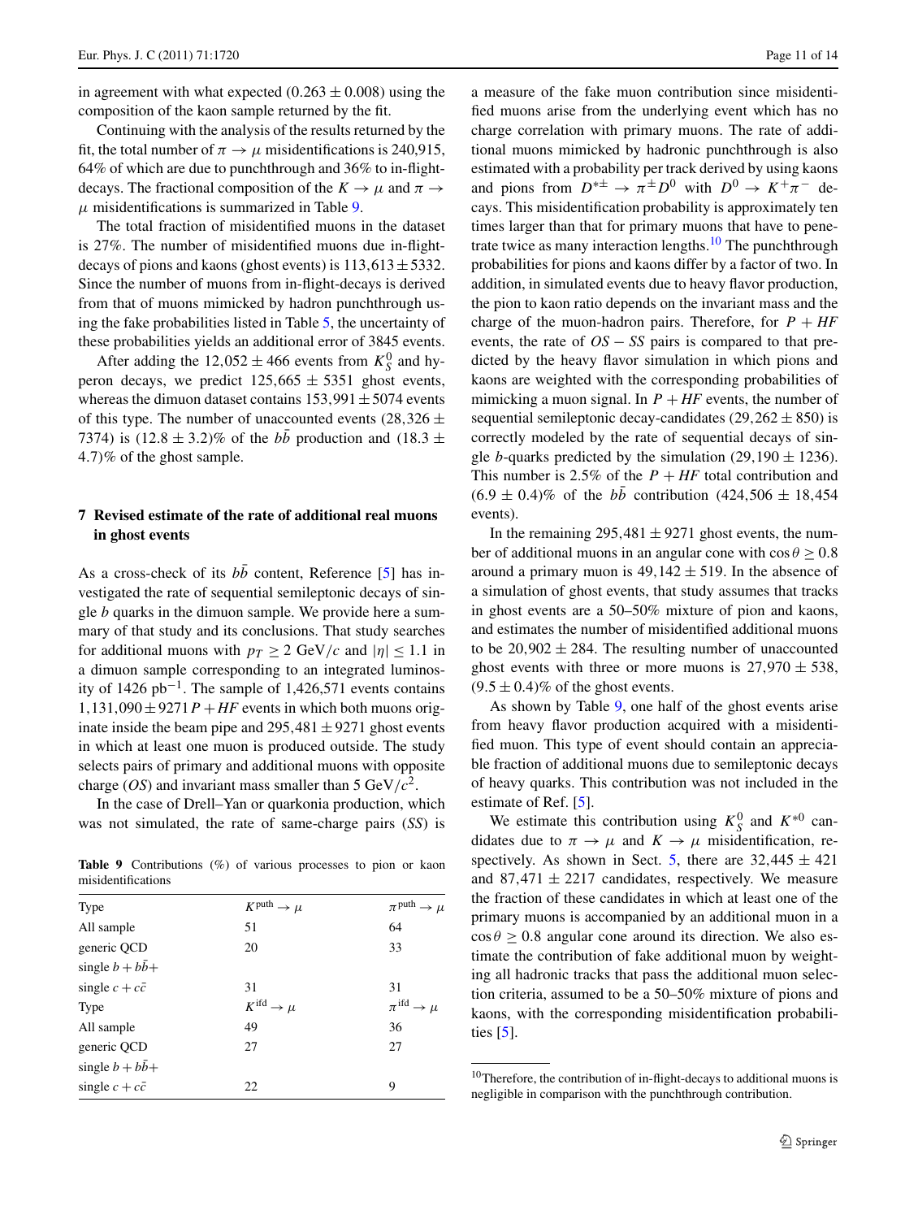in agreement with what expected ($0.263 \pm 0.008$) using the composition of the kaon sample returned by the fit.

Continuing with the analysis of the results returned by the fit, the total number of $\pi \to \mu$ misidentifications is 240,915, 64% of which are due to punchthrough and 36% to in-flight-decays. The fractional composition of the $K \to \mu$ and $\pi \to \mu$ misidentifications is summarized in Table 9.

The total fraction of misidentified muons in the dataset is 27%. The number of misidentified muons due in-flight-decays of pions and kaons (ghost events) is $113{,}613 \pm 5332$. Since the number of muons from in-flight-decays is derived from that of muons mimicked by hadron punchthrough using the fake probabilities listed in Table 5, the uncertainty of these probabilities yields an additional error of 3845 events.

After adding the $12{,}052 \pm 466$ events from $K_S^0$ and hyperon decays, we predict $125{,}665 \pm 5351$ ghost events, whereas the dimuon dataset contains $153{,}991 \pm 5074$ events of this type. The number of unaccounted events ($28{,}326 \pm 7374$) is $(12.8 \pm 3.2)\%$ of the $b\bar{b}$ production and $(18.3 \pm 4.7)\%$ of the ghost sample.

## 7 Revised estimate of the rate of additional real muons in ghost events

As a cross-check of its $b\bar{b}$ content, Reference [5] has investigated the rate of sequential semileptonic decays of single $b$ quarks in the dimuon sample. We provide here a summary of that study and its conclusions. That study searches for additional muons with $p_T \geq 2$ GeV/$c$ and $|\eta| \leq 1.1$ in a dimuon sample corresponding to an integrated luminosity of 1426 pb$^{-1}$. The sample of 1,426,571 events contains $1{,}131{,}090 \pm 9271$ $P + HF$ events in which both muons originate inside the beam pipe and $295{,}481 \pm 9271$ ghost events in which at least one muon is produced outside. The study selects pairs of primary and additional muons with opposite charge ($OS$) and invariant mass smaller than 5 GeV/$c^2$.

In the case of Drell–Yan or quarkonia production, which was not simulated, the rate of same-charge pairs ($SS$) is a measure of the fake muon contribution since misidentified muons arise from the underlying event which has no charge correlation with primary muons. The rate of additional muons mimicked by hadronic punchthrough is also estimated with a probability per track derived by using kaons and pions from $D^{*\pm} \to \pi^{\pm} D^0$ with $D^0 \to K^+\pi^-$ decays. This misidentification probability is approximately ten times larger than that for primary muons that have to penetrate twice as many interaction lengths.[10] The punchthrough probabilities for pions and kaons differ by a factor of two. In addition, in simulated events due to heavy flavor production, the pion to kaon ratio depends on the invariant mass and the charge of the muon-hadron pairs. Therefore, for $P + HF$ events, the rate of $OS - SS$ pairs is compared to that predicted by the heavy flavor simulation in which pions and kaons are weighted with the corresponding probabilities of mimicking a muon signal. In $P + HF$ events, the number of sequential semileptonic decay-candidates ($29{,}262 \pm 850$) is correctly modeled by the rate of sequential decays of single $b$-quarks predicted by the simulation ($29{,}190 \pm 1236$). This number is 2.5% of the $P + HF$ total contribution and $(6.9 \pm 0.4)\%$ of the $b\bar{b}$ contribution ($424{,}506 \pm 18{,}454$ events).

In the remaining $295{,}481 \pm 9271$ ghost events, the number of additional muons in an angular cone with $\cos\theta \geq 0.8$ around a primary muon is $49{,}142 \pm 519$. In the absence of a simulation of ghost events, that study assumes that tracks in ghost events are a 50–50% mixture of pion and kaons, and estimates the number of misidentified additional muons to be $20{,}902 \pm 284$. The resulting number of unaccounted ghost events with three or more muons is $27{,}970 \pm 538$, $(9.5 \pm 0.4)\%$ of the ghost events.

As shown by Table 9, one half of the ghost events arise from heavy flavor production acquired with a misidentified muon. This type of event should contain an appreciable fraction of additional muons due to semileptonic decays of heavy quarks. This contribution was not included in the estimate of Ref. [5].

We estimate this contribution using $K_S^0$ and $K^{*0}$ candidates due to $\pi \to \mu$ and $K \to \mu$ misidentification, respectively. As shown in Sect. 5, there are $32{,}445 \pm 421$ and $87{,}471 \pm 2217$ candidates, respectively. We measure the fraction of these candidates in which at least one of the primary muons is accompanied by an additional muon in a $\cos\theta \geq 0.8$ angular cone around its direction. We also estimate the contribution of fake additional muon by weighting all hadronic tracks that pass the additional muon selection criteria, assumed to be a 50–50% mixture of pions and kaons, with the corresponding misidentification probabilities [5].

**Table 9** Contributions (%) of various processes to pion or kaon misidentifications

| Type | $K^{\text{puth}} \to \mu$ | $\pi^{\text{puth}} \to \mu$ |
|---|---|---|
| All sample | 51 | 64 |
| generic QCD | 20 | 33 |
| single $b + b\bar{b}+$ | | |
| single $c + c\bar{c}$ | 31 | 31 |
| Type | $K^{\text{ifd}} \to \mu$ | $\pi^{\text{ifd}} \to \mu$ |
| All sample | 49 | 36 |
| generic QCD | 27 | 27 |
| single $b + b\bar{b}+$ | | |
| single $c + c\bar{c}$ | 22 | 9 |

[10] Therefore, the contribution of in-flight-decays to additional muons is negligible in comparison with the punchthrough contribution.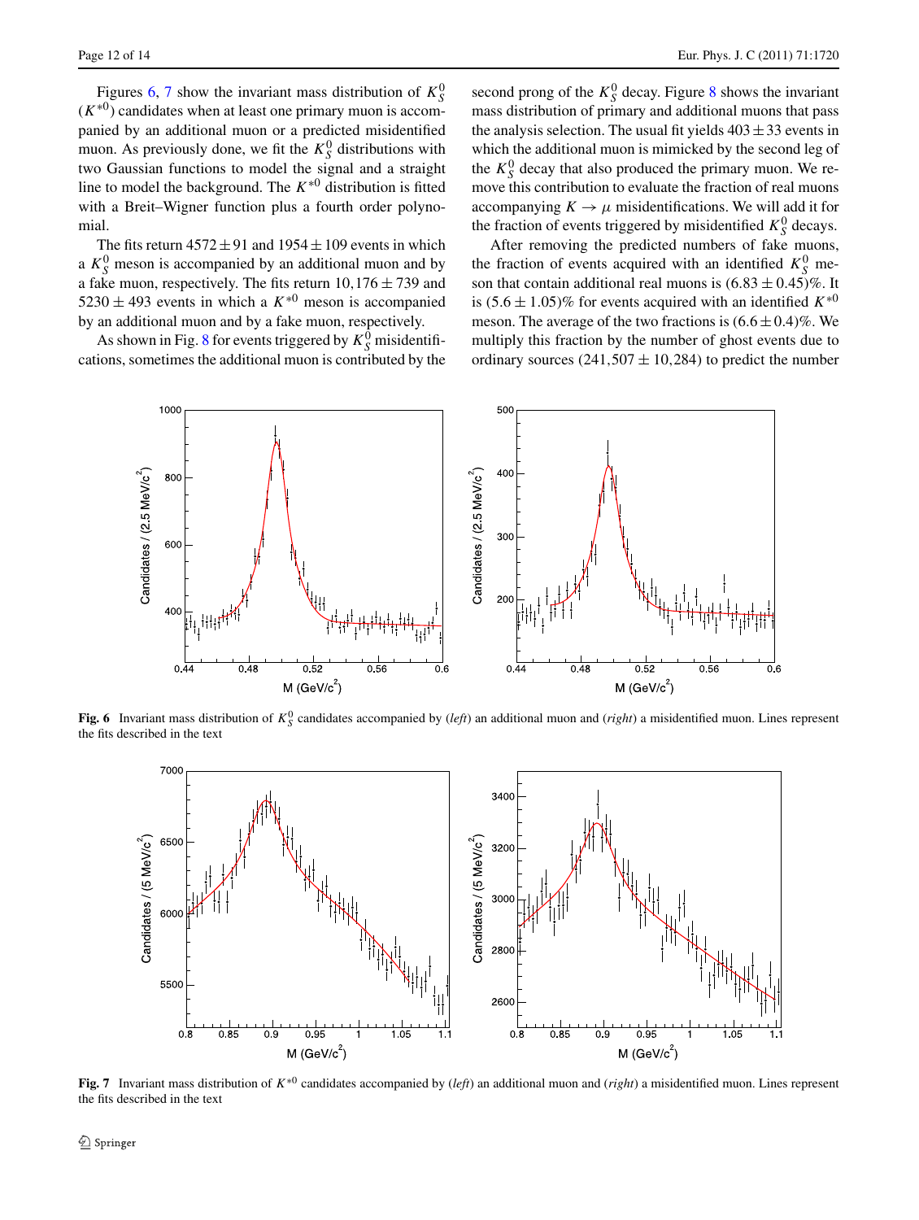Figures 6, 7 show the invariant mass distribution of $K_S^0$ ($K^{*0}$) candidates when at least one primary muon is accompanied by an additional muon or a predicted misidentified muon. As previously done, we fit the $K_S^0$ distributions with two Gaussian functions to model the signal and a straight line to model the background. The $K^{*0}$ distribution is fitted with a Breit–Wigner function plus a fourth order polynomial.

The fits return $4572 \pm 91$ and $1954 \pm 109$ events in which a $K_S^0$ meson is accompanied by an additional muon and by a fake muon, respectively. The fits return $10{,}176 \pm 739$ and $5230 \pm 493$ events in which a $K^{*0}$ meson is accompanied by an additional muon and by a fake muon, respectively.

As shown in Fig. 8 for events triggered by $K_S^0$ misidentifications, sometimes the additional muon is contributed by the second prong of the $K_S^0$ decay. Figure 8 shows the invariant mass distribution of primary and additional muons that pass the analysis selection. The usual fit yields $403 \pm 33$ events in which the additional muon is mimicked by the second leg of the $K_S^0$ decay that also produced the primary muon. We remove this contribution to evaluate the fraction of real muons accompanying $K \to \mu$ misidentifications. We will add it for the fraction of events triggered by misidentified $K_S^0$ decays.

After removing the predicted numbers of fake muons, the fraction of events acquired with an identified $K_S^0$ meson that contain additional real muons is $(6.83 \pm 0.45)\%$. It is $(5.6 \pm 1.05)\%$ for events acquired with an identified $K^{*0}$ meson. The average of the two fractions is $(6.6 \pm 0.4)\%$. We multiply this fraction by the number of ghost events due to ordinary sources $(241{,}507 \pm 10{,}284)$ to predict the number

**Fig. 6** Invariant mass distribution of $K_S^0$ candidates accompanied by (*left*) an additional muon and (*right*) a misidentified muon. Lines represent the fits described in the text

**Fig. 7** Invariant mass distribution of $K^{*0}$ candidates accompanied by (*left*) an additional muon and (*right*) a misidentified muon. Lines represent the fits described in the text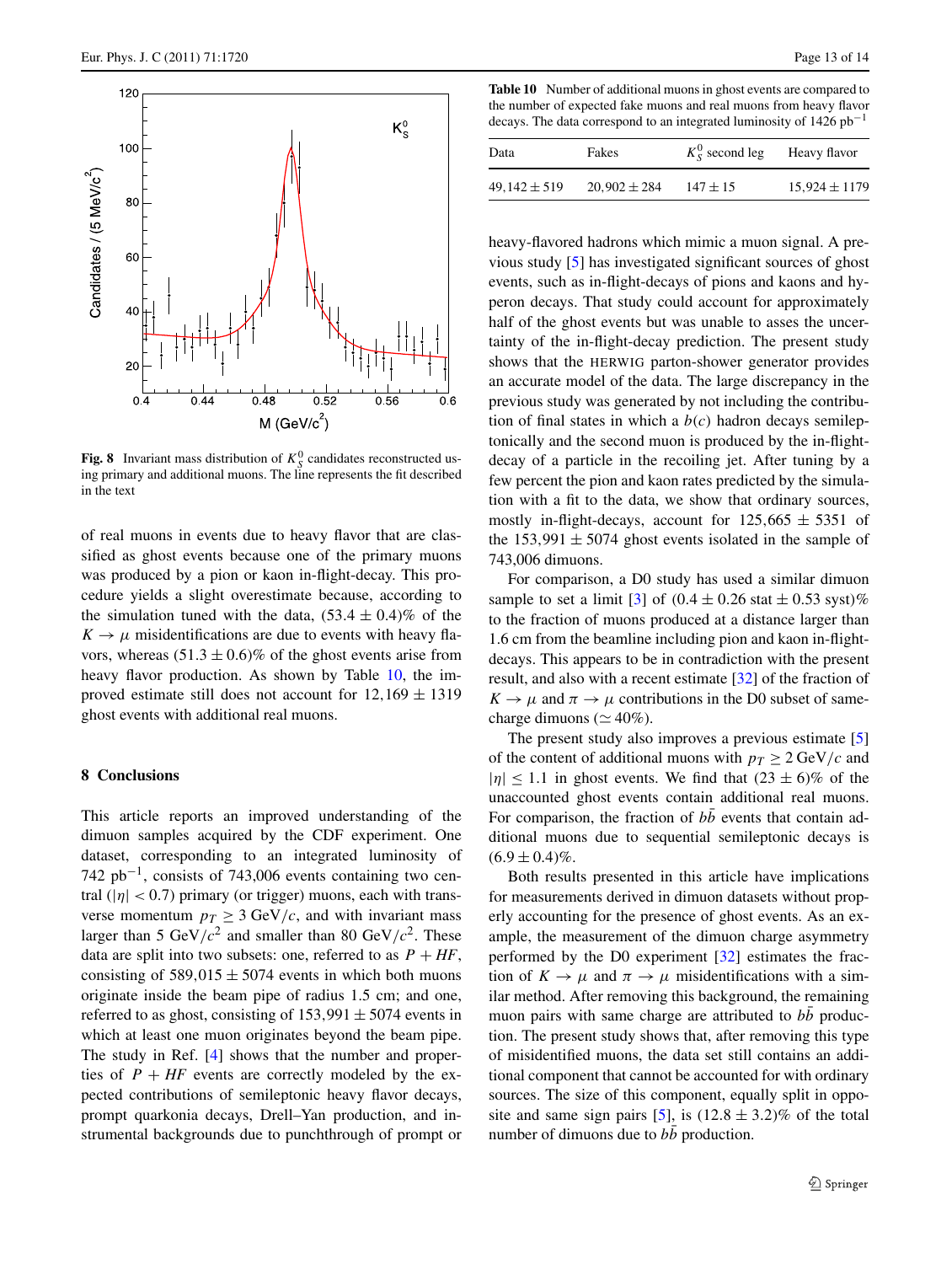Fig. 8 Invariant mass distribution of $K_S^0$ candidates reconstructed using primary and additional muons. The line represents the fit described in the text

of real muons in events due to heavy flavor that are classified as ghost events because one of the primary muons was produced by a pion or kaon in-flight-decay. This procedure yields a slight overestimate because, according to the simulation tuned with the data, $(53.4 \pm 0.4)\%$ of the $K \to \mu$ misidentifications are due to events with heavy flavors, whereas $(51.3 \pm 0.6)\%$ of the ghost events arise from heavy flavor production. As shown by Table 10, the improved estimate still does not account for $12{,}169 \pm 1319$ ghost events with additional real muons.

## 8 Conclusions

This article reports an improved understanding of the dimuon samples acquired by the CDF experiment. One dataset, corresponding to an integrated luminosity of 742 pb$^{-1}$, consists of 743,006 events containing two central ($|\eta| < 0.7$) primary (or trigger) muons, each with transverse momentum $p_T \geq 3$ GeV/$c$, and with invariant mass larger than 5 GeV/$c^2$ and smaller than 80 GeV/$c^2$. These data are split into two subsets: one, referred to as $P + HF$, consisting of $589{,}015 \pm 5074$ events in which both muons originate inside the beam pipe of radius 1.5 cm; and one, referred to as ghost, consisting of $153{,}991 \pm 5074$ events in which at least one muon originates beyond the beam pipe. The study in Ref. [4] shows that the number and properties of $P + HF$ events are correctly modeled by the expected contributions of semileptonic heavy flavor decays, prompt quarkonia decays, Drell–Yan production, and instrumental backgrounds due to punchthrough of prompt or

**Table 10** Number of additional muons in ghost events are compared to the number of expected fake muons and real muons from heavy flavor decays. The data correspond to an integrated luminosity of 1426 pb$^{-1}$

| Data | Fakes | $K_S^0$ second leg | Heavy flavor |
|---|---|---|---|
| $49{,}142 \pm 519$ | $20{,}902 \pm 284$ | $147 \pm 15$ | $15{,}924 \pm 1179$ |

heavy-flavored hadrons which mimic a muon signal. A previous study [5] has investigated significant sources of ghost events, such as in-flight-decays of pions and kaons and hyperon decays. That study could account for approximately half of the ghost events but was unable to asses the uncertainty of the in-flight-decay prediction. The present study shows that the HERWIG parton-shower generator provides an accurate model of the data. The large discrepancy in the previous study was generated by not including the contribution of final states in which a $b(c)$ hadron decays semileptonically and the second muon is produced by the in-flight-decay of a particle in the recoiling jet. After tuning by a few percent the pion and kaon rates predicted by the simulation with a fit to the data, we show that ordinary sources, mostly in-flight-decays, account for $125{,}665 \pm 5351$ of the $153{,}991 \pm 5074$ ghost events isolated in the sample of 743,006 dimuons.

For comparison, a D0 study has used a similar dimuon sample to set a limit [3] of $(0.4 \pm 0.26 \text{ stat} \pm 0.53 \text{ syst})\%$ to the fraction of muons produced at a distance larger than 1.6 cm from the beamline including pion and kaon in-flight-decays. This appears to be in contradiction with the present result, and also with a recent estimate [32] of the fraction of $K \to \mu$ and $\pi \to \mu$ contributions in the D0 subset of same-charge dimuons ($\simeq 40\%$).

The present study also improves a previous estimate [5] of the content of additional muons with $p_T \geq 2$ GeV/$c$ and $|\eta| \leq 1.1$ in ghost events. We find that $(23 \pm 6)\%$ of the unaccounted ghost events contain additional real muons. For comparison, the fraction of $b\bar{b}$ events that contain additional muons due to sequential semileptonic decays is $(6.9 \pm 0.4)\%$.

Both results presented in this article have implications for measurements derived in dimuon datasets without properly accounting for the presence of ghost events. As an example, the measurement of the dimuon charge asymmetry performed by the D0 experiment [32] estimates the fraction of $K \to \mu$ and $\pi \to \mu$ misidentifications with a similar method. After removing this background, the remaining muon pairs with same charge are attributed to $b\bar{b}$ production. The present study shows that, after removing this type of misidentified muons, the data set still contains an additional component that cannot be accounted for with ordinary sources. The size of this component, equally split in opposite and same sign pairs [5], is $(12.8 \pm 3.2)\%$ of the total number of dimuons due to $b\bar{b}$ production.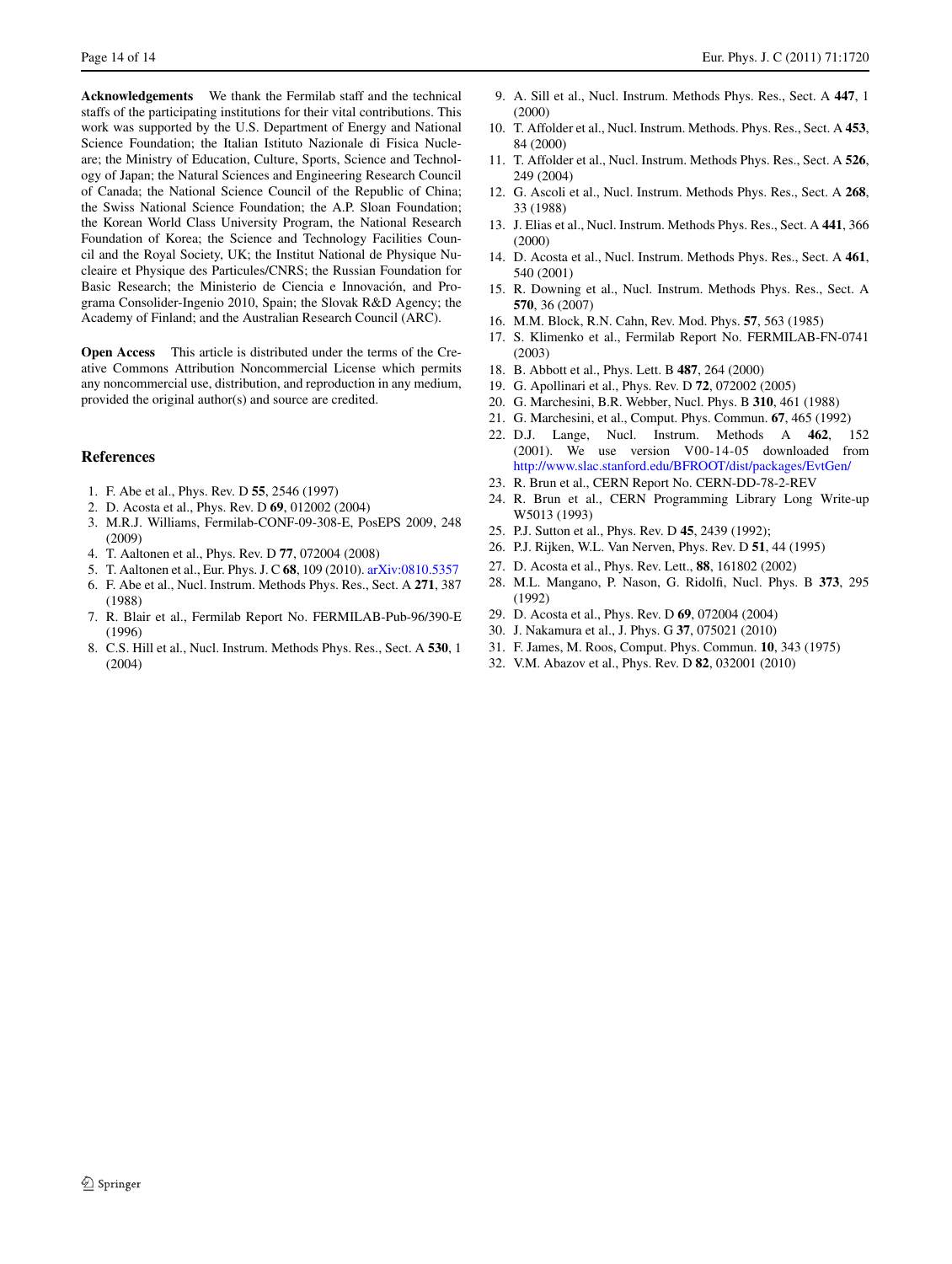**Acknowledgements** We thank the Fermilab staff and the technical staffs of the participating institutions for their vital contributions. This work was supported by the U.S. Department of Energy and National Science Foundation; the Italian Istituto Nazionale di Fisica Nucleare; the Ministry of Education, Culture, Sports, Science and Technology of Japan; the Natural Sciences and Engineering Research Council of Canada; the National Science Council of the Republic of China; the Swiss National Science Foundation; the A.P. Sloan Foundation; the Korean World Class University Program, the National Research Foundation of Korea; the Science and Technology Facilities Council and the Royal Society, UK; the Institut National de Physique Nucleaire et Physique des Particules/CNRS; the Russian Foundation for Basic Research; the Ministerio de Ciencia e Innovación, and Programa Consolider-Ingenio 2010, Spain; the Slovak R&D Agency; the Academy of Finland; and the Australian Research Council (ARC).

**Open Access** This article is distributed under the terms of the Creative Commons Attribution Noncommercial License which permits any noncommercial use, distribution, and reproduction in any medium, provided the original author(s) and source are credited.

## References

1. F. Abe et al., Phys. Rev. D **55**, 2546 (1997)
2. D. Acosta et al., Phys. Rev. D **69**, 012002 (2004)
3. M.R.J. Williams, Fermilab-CONF-09-308-E, PosEPS 2009, 248 (2009)
4. T. Aaltonen et al., Phys. Rev. D **77**, 072004 (2008)
5. T. Aaltonen et al., Eur. Phys. J. C **68**, 109 (2010). arXiv:0810.5357
6. F. Abe et al., Nucl. Instrum. Methods Phys. Res., Sect. A **271**, 387 (1988)
7. R. Blair et al., Fermilab Report No. FERMILAB-Pub-96/390-E (1996)
8. C.S. Hill et al., Nucl. Instrum. Methods Phys. Res., Sect. A **530**, 1 (2004)
9. A. Sill et al., Nucl. Instrum. Methods Phys. Res., Sect. A **447**, 1 (2000)
10. T. Affolder et al., Nucl. Instrum. Methods. Phys. Res., Sect. A **453**, 84 (2000)
11. T. Affolder et al., Nucl. Instrum. Methods Phys. Res., Sect. A **526**, 249 (2004)
12. G. Ascoli et al., Nucl. Instrum. Methods Phys. Res., Sect. A **268**, 33 (1988)
13. J. Elias et al., Nucl. Instrum. Methods Phys. Res., Sect. A **441**, 366 (2000)
14. D. Acosta et al., Nucl. Instrum. Methods Phys. Res., Sect. A **461**, 540 (2001)
15. R. Downing et al., Nucl. Instrum. Methods Phys. Res., Sect. A **570**, 36 (2007)
16. M.M. Block, R.N. Cahn, Rev. Mod. Phys. **57**, 563 (1985)
17. S. Klimenko et al., Fermilab Report No. FERMILAB-FN-0741 (2003)
18. B. Abbott et al., Phys. Lett. B **487**, 264 (2000)
19. G. Apollinari et al., Phys. Rev. D **72**, 072002 (2005)
20. G. Marchesini, B.R. Webber, Nucl. Phys. B **310**, 461 (1988)
21. G. Marchesini, et al., Comput. Phys. Commun. **67**, 465 (1992)
22. D.J. Lange, Nucl. Instrum. Methods A **462**, 152 (2001). We use version V00-14-05 downloaded from http://www.slac.stanford.edu/BFROOT/dist/packages/EvtGen/
23. R. Brun et al., CERN Report No. CERN-DD-78-2-REV
24. R. Brun et al., CERN Programming Library Long Write-up W5013 (1993)
25. P.J. Sutton et al., Phys. Rev. D **45**, 2439 (1992);
26. P.J. Rijken, W.L. Van Nerven, Phys. Rev. D **51**, 44 (1995)
27. D. Acosta et al., Phys. Rev. Lett., **88**, 161802 (2002)
28. M.L. Mangano, P. Nason, G. Ridolfi, Nucl. Phys. B **373**, 295 (1992)
29. D. Acosta et al., Phys. Rev. D **69**, 072004 (2004)
30. J. Nakamura et al., J. Phys. G **37**, 075021 (2010)
31. F. James, M. Roos, Comput. Phys. Commun. **10**, 343 (1975)
32. V.M. Abazov et al., Phys. Rev. D **82**, 032001 (2010)